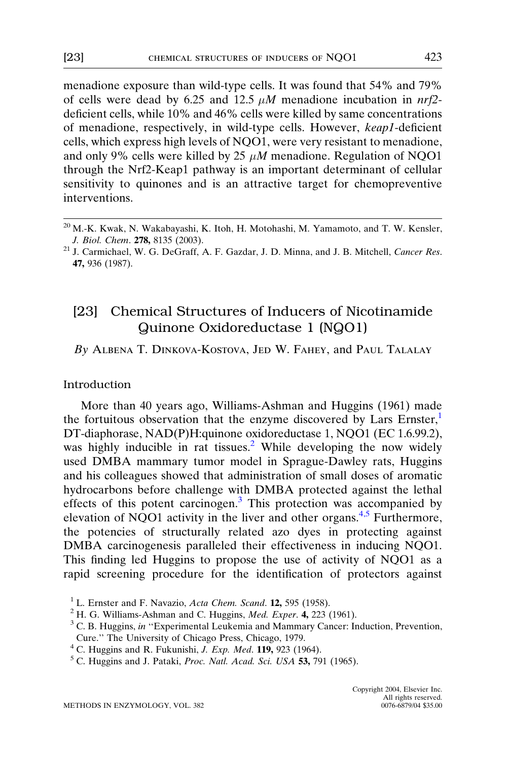menadione exposure than wild-type cells. It was found that 54% and 79% of cells were dead by 6.25 and 12.5 $\mu M$ menadione incubation in *nrf2*-deficient cells, while 10% and 46% cells were killed by same concentrations of menadione, respectively, in wild-type cells. However, *keap1*-deficient cells, which express high levels of NQO1, were very resistant to menadione, and only 9% cells were killed by 25 $\mu M$ menadione. Regulation of NQO1 through the Nrf2-Keap1 pathway is an important determinant of cellular sensitivity to quinones and is an attractive target for chemopreventive interventions.

[20] M.-K. Kwak, N. Wakabayashi, K. Itoh, H. Motohashi, M. Yamamoto, and T. W. Kensler, *J. Biol. Chem*. **278,** 8135 (2003).

[21] J. Carmichael, W. G. DeGraff, A. F. Gazdar, J. D. Minna, and J. B. Mitchell, *Cancer Res.* **47,** 936 (1987).

# [23] Chemical Structures of Inducers of Nicotinamide Quinone Oxidoreductase 1 (NQO1)

*By* ALBENA T. DINKOVA-KOSTOVA, JED W. FAHEY, and PAUL TALALAY

## Introduction

More than 40 years ago, Williams-Ashman and Huggins (1961) made the fortuitous observation that the enzyme discovered by Lars Ernster,[1] DT-diaphorase, NAD(P)H:quinone oxidoreductase 1, NQO1 (EC 1.6.99.2), was highly inducible in rat tissues.[2] While developing the now widely used DMBA mammary tumor model in Sprague-Dawley rats, Huggins and his colleagues showed that administration of small doses of aromatic hydrocarbons before challenge with DMBA protected against the lethal effects of this potent carcinogen.[3] This protection was accompanied by elevation of NQO1 activity in the liver and other organs.[4,5] Furthermore, the potencies of structurally related azo dyes in protecting against DMBA carcinogenesis paralleled their effectiveness in inducing NQO1. This finding led Huggins to propose the use of activity of NQO1 as a rapid screening procedure for the identification of protectors against

[1] L. Ernster and F. Navazio, *Acta Chem. Scand*. **12,** 595 (1958).

[2] H. G. Williams-Ashman and C. Huggins, *Med. Exper*. **4,** 223 (1961).

[3] C. B. Huggins, *in* "Experimental Leukemia and Mammary Cancer: Induction, Prevention, Cure." The University of Chicago Press, Chicago, 1979.

[4] C. Huggins and R. Fukunishi, *J. Exp. Med*. **119,** 923 (1964).

[5] C. Huggins and J. Pataki, *Proc. Natl. Acad. Sci. USA* **53,** 791 (1965).

Copyright 2004, Elsevier Inc. All rights reserved. 0076-6879/04 $35.00

METHODS IN ENZYMOLOGY, VOL. 382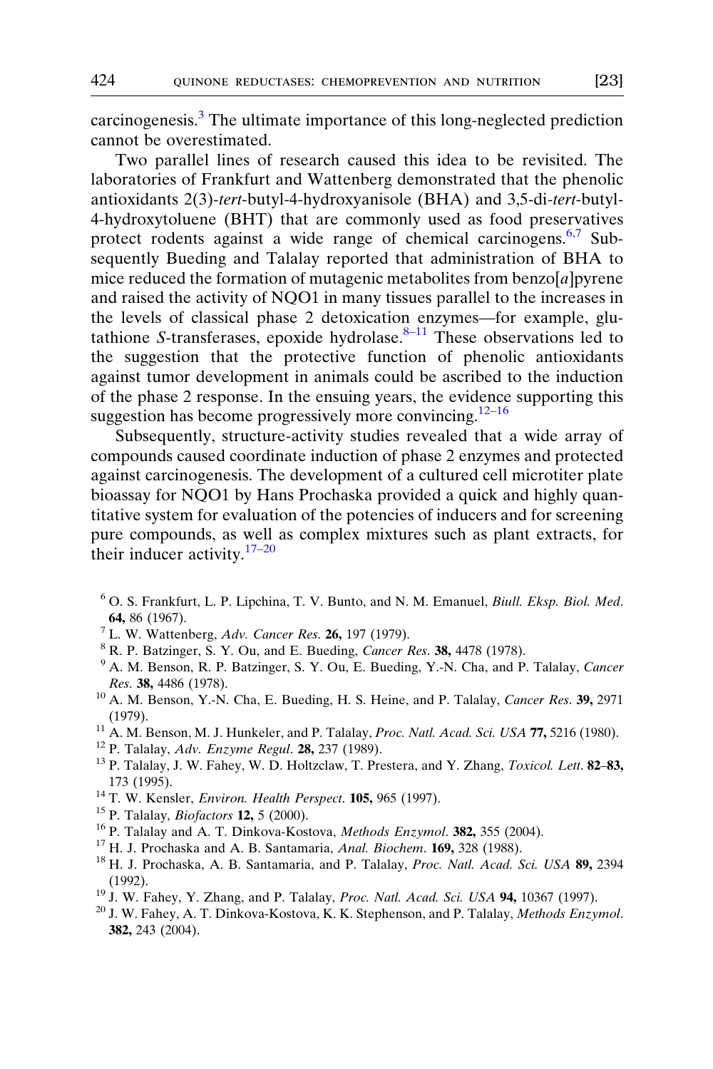carcinogenesis.[3] The ultimate importance of this long-neglected prediction cannot be overestimated.

Two parallel lines of research caused this idea to be revisited. The laboratories of Frankfurt and Wattenberg demonstrated that the phenolic antioxidants 2(3)-*tert*-butyl-4-hydroxyanisole (BHA) and 3,5-di-*tert*-butyl-4-hydroxytoluene (BHT) that are commonly used as food preservatives protect rodents against a wide range of chemical carcinogens.[6,7] Subsequently Bueding and Talalay reported that administration of BHA to mice reduced the formation of mutagenic metabolites from benzo[*a*]pyrene and raised the activity of NQO1 in many tissues parallel to the increases in the levels of classical phase 2 detoxication enzymes—for example, glutathione *S*-transferases, epoxide hydrolase.[8–11] These observations led to the suggestion that the protective function of phenolic antioxidants against tumor development in animals could be ascribed to the induction of the phase 2 response. In the ensuing years, the evidence supporting this suggestion has become progressively more convincing.[12–16]

Subsequently, structure-activity studies revealed that a wide array of compounds caused coordinate induction of phase 2 enzymes and protected against carcinogenesis. The development of a cultured cell microtiter plate bioassay for NQO1 by Hans Prochaska provided a quick and highly quantitative system for evaluation of the potencies of inducers and for screening pure compounds, as well as complex mixtures such as plant extracts, for their inducer activity.[17–20]

[6] O. S. Frankfurt, L. P. Lipchina, T. V. Bunto, and N. M. Emanuel, *Biull. Eksp. Biol. Med*. **64,** 86 (1967).

[7] L. W. Wattenberg, *Adv. Cancer Res*. **26,** 197 (1979).

[8] R. P. Batzinger, S. Y. Ou, and E. Bueding, *Cancer Res*. **38,** 4478 (1978).

[9] A. M. Benson, R. P. Batzinger, S. Y. Ou, E. Bueding, Y.-N. Cha, and P. Talalay, *Cancer Res*. **38,** 4486 (1978).

[10] A. M. Benson, Y.-N. Cha, E. Bueding, H. S. Heine, and P. Talalay, *Cancer Res*. **39,** 2971 (1979).

[11] A. M. Benson, M. J. Hunkeler, and P. Talalay, *Proc. Natl. Acad. Sci. USA* **77,** 5216 (1980).

[12] P. Talalay, *Adv. Enzyme Regul*. **28,** 237 (1989).

[13] P. Talalay, J. W. Fahey, W. D. Holtzclaw, T. Prestera, and Y. Zhang, *Toxicol. Lett*. **82–83,** 173 (1995).

[14] T. W. Kensler, *Environ. Health Perspect*. **105,** 965 (1997).

[15] P. Talalay, *Biofactors* **12,** 5 (2000).

[16] P. Talalay and A. T. Dinkova-Kostova, *Methods Enzymol*. **382,** 355 (2004).

[17] H. J. Prochaska and A. B. Santamaria, *Anal. Biochem*. **169,** 328 (1988).

[18] H. J. Prochaska, A. B. Santamaria, and P. Talalay, *Proc. Natl. Acad. Sci. USA* **89,** 2394 (1992).

[19] J. W. Fahey, Y. Zhang, and P. Talalay, *Proc. Natl. Acad. Sci. USA* **94,** 10367 (1997).

[20] J. W. Fahey, A. T. Dinkova-Kostova, K. K. Stephenson, and P. Talalay, *Methods Enzymol*. **382,** 243 (2004).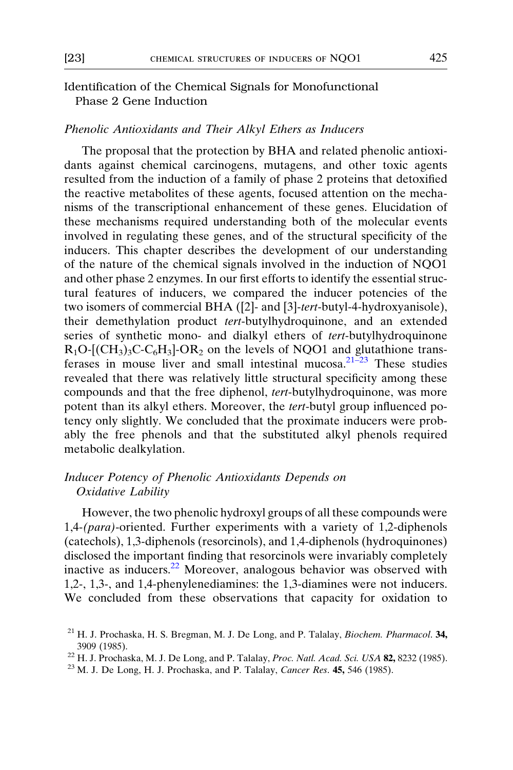## Identification of the Chemical Signals for Monofunctional Phase 2 Gene Induction

### *Phenolic Antioxidants and Their Alkyl Ethers as Inducers*

The proposal that the protection by BHA and related phenolic antioxidants against chemical carcinogens, mutagens, and other toxic agents resulted from the induction of a family of phase 2 proteins that detoxified the reactive metabolites of these agents, focused attention on the mechanisms of the transcriptional enhancement of these genes. Elucidation of these mechanisms required understanding both of the molecular events involved in regulating these genes, and of the structural specificity of the inducers. This chapter describes the development of our understanding of the nature of the chemical signals involved in the induction of NQO1 and other phase 2 enzymes. In our first efforts to identify the essential structural features of inducers, we compared the inducer potencies of the two isomers of commercial BHA ([2]- and [3]-*tert*-butyl-4-hydroxyanisole), their demethylation product *tert*-butylhydroquinone, and an extended series of synthetic mono- and dialkyl ethers of *tert*-butylhydroquinone $R_1O$-$[(CH_3)_3C$-$C_6H_3]$-$OR_2$ on the levels of NQO1 and glutathione transferases in mouse liver and small intestinal mucosa.[21–23] These studies revealed that there was relatively little structural specificity among these compounds and that the free diphenol, *tert*-butylhydroquinone, was more potent than its alkyl ethers. Moreover, the *tert*-butyl group influenced potency only slightly. We concluded that the proximate inducers were probably the free phenols and that the substituted alkyl phenols required metabolic dealkylation.

### *Inducer Potency of Phenolic Antioxidants Depends on Oxidative Lability*

However, the two phenolic hydroxyl groups of all these compounds were 1,4-*(para)*-oriented. Further experiments with a variety of 1,2-diphenols (catechols), 1,3-diphenols (resorcinols), and 1,4-diphenols (hydroquinones) disclosed the important finding that resorcinols were invariably completely inactive as inducers.[22] Moreover, analogous behavior was observed with 1,2-, 1,3-, and 1,4-phenylenediamines: the 1,3-diamines were not inducers. We concluded from these observations that capacity for oxidation to

[21] H. J. Prochaska, H. S. Bregman, M. J. De Long, and P. Talalay, *Biochem. Pharmacol.* **34,** 3909 (1985).

[22] H. J. Prochaska, M. J. De Long, and P. Talalay, *Proc. Natl. Acad. Sci. USA* **82,** 8232 (1985).

[23] M. J. De Long, H. J. Prochaska, and P. Talalay, *Cancer Res.* **45,** 546 (1985).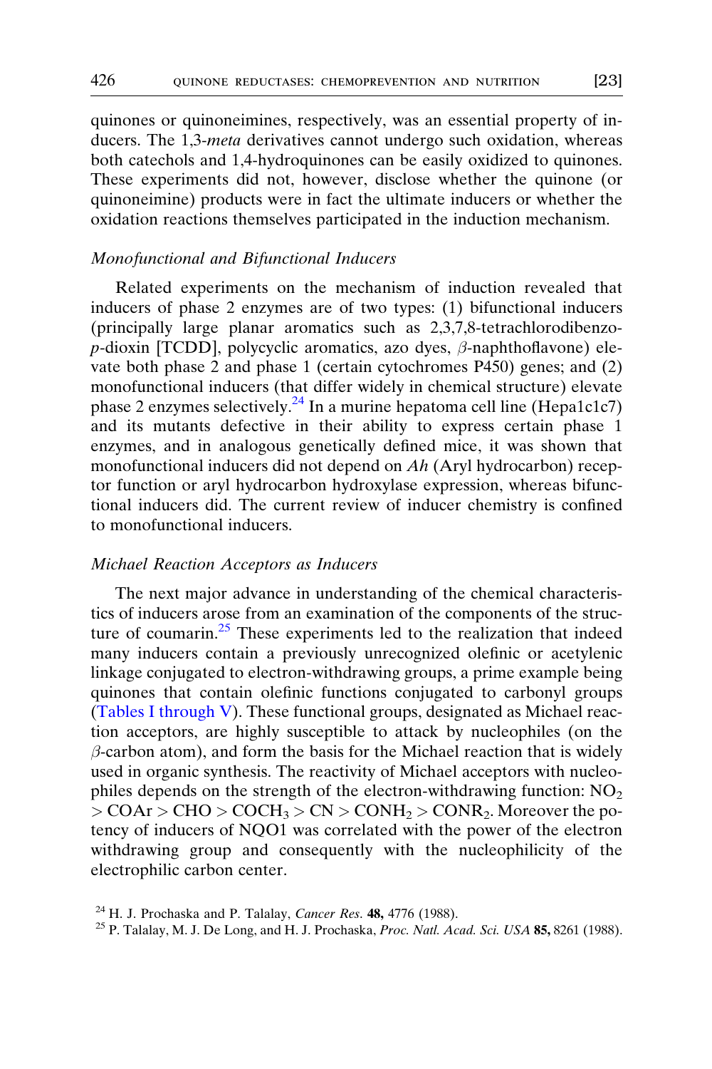quinones or quinoneimines, respectively, was an essential property of inducers. The 1,3-*meta* derivatives cannot undergo such oxidation, whereas both catechols and 1,4-hydroquinones can be easily oxidized to quinones. These experiments did not, however, disclose whether the quinone (or quinoneimine) products were in fact the ultimate inducers or whether the oxidation reactions themselves participated in the induction mechanism.

### *Monofunctional and Bifunctional Inducers*

Related experiments on the mechanism of induction revealed that inducers of phase 2 enzymes are of two types: (1) bifunctional inducers (principally large planar aromatics such as 2,3,7,8-tetrachlorodibenzo-*p*-dioxin [TCDD], polycyclic aromatics, azo dyes, $\beta$-naphthoflavone) elevate both phase 2 and phase 1 (certain cytochromes P450) genes; and (2) monofunctional inducers (that differ widely in chemical structure) elevate phase 2 enzymes selectively.[24] In a murine hepatoma cell line (Hepa1c1c7) and its mutants defective in their ability to express certain phase 1 enzymes, and in analogous genetically defined mice, it was shown that monofunctional inducers did not depend on *Ah* (Aryl hydrocarbon) receptor function or aryl hydrocarbon hydroxylase expression, whereas bifunctional inducers did. The current review of inducer chemistry is confined to monofunctional inducers.

### *Michael Reaction Acceptors as Inducers*

The next major advance in understanding of the chemical characteristics of inducers arose from an examination of the components of the structure of coumarin.[25] These experiments led to the realization that indeed many inducers contain a previously unrecognized olefinic or acetylenic linkage conjugated to electron-withdrawing groups, a prime example being quinones that contain olefinic functions conjugated to carbonyl groups (Tables I through V). These functional groups, designated as Michael reaction acceptors, are highly susceptible to attack by nucleophiles (on the $\beta$-carbon atom), and form the basis for the Michael reaction that is widely used in organic synthesis. The reactivity of Michael acceptors with nucleophiles depends on the strength of the electron-withdrawing function: $NO_2 > COAr > CHO > COCH_3 > CN > CONH_2 > CONR_2$. Moreover the potency of inducers of NQO1 was correlated with the power of the electron withdrawing group and consequently with the nucleophilicity of the electrophilic carbon center.

[24] H. J. Prochaska and P. Talalay, *Cancer Res.* **48,** 4776 (1988).

[25] P. Talalay, M. J. De Long, and H. J. Prochaska, *Proc. Natl. Acad. Sci. USA* **85,** 8261 (1988).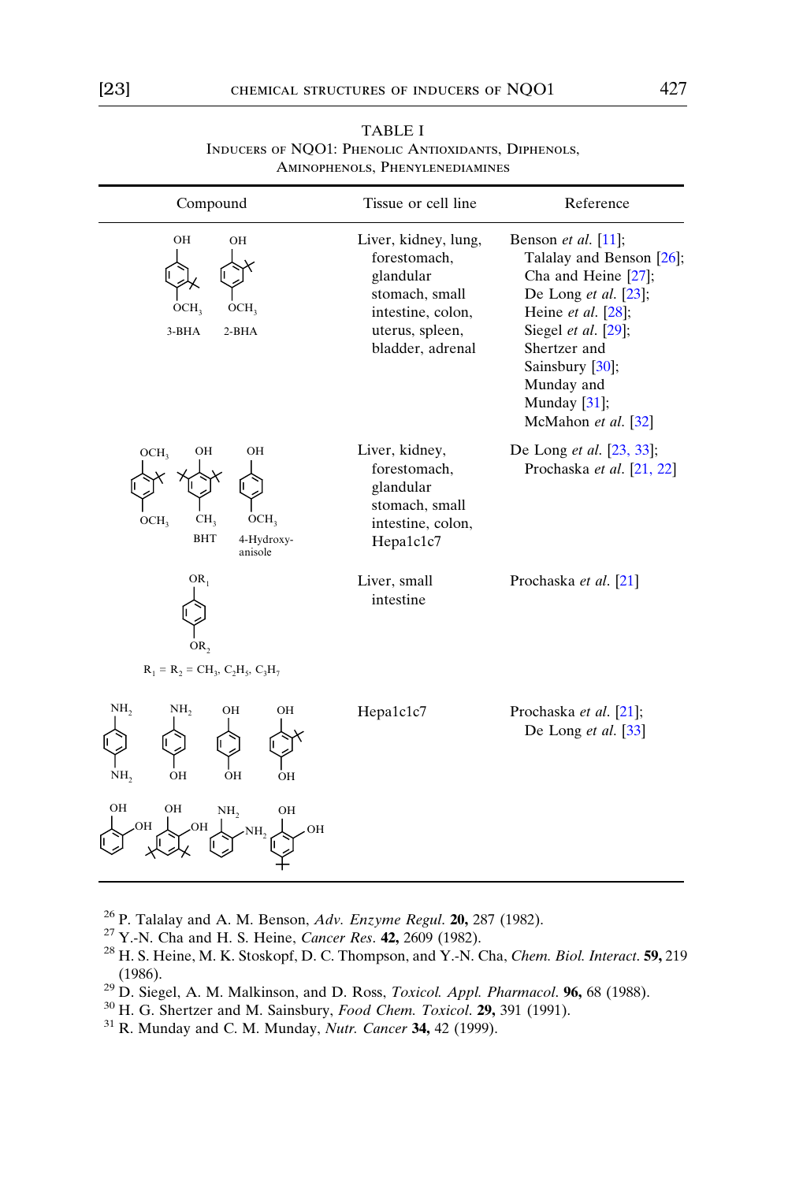TABLE I
INDUCERS OF NQO1: PHENOLIC ANTIOXIDANTS, DIPHENOLS, AMINOPHENOLS, PHENYLENEDIAMINES

| Compound | Tissue or cell line | Reference |
|---|---|---|
| 3-BHA, 2-BHA | Liver, kidney, lung, forestomach, glandular stomach, small intestine, colon, uterus, spleen, bladder, adrenal | Benson *et al.* [11]; Talalay and Benson [26]; Cha and Heine [27]; De Long *et al.* [23]; Heine *et al.* [28]; Siegel *et al.* [29]; Shertzer and Sainsbury [30]; Munday and Munday [31]; McMahon *et al.* [32] |
| BHT, 4-Hydroxyanisole | Liver, kidney, forestomach, glandular stomach, small intestine, colon, Hepa1c1c7 | De Long *et al.* [23, 33]; Prochaska *et al.* [21, 22] |
| $R_1 = R_2 = CH_3, C_2H_5, C_3H_7$ | Liver, small intestine | Prochaska *et al.* [21] |
| | Hepa1c1c7 | Prochaska *et al.* [21]; De Long *et al.* [33] |

[26] P. Talalay and A. M. Benson, *Adv. Enzyme Regul.* **20,** 287 (1982).

[27] Y.-N. Cha and H. S. Heine, *Cancer Res.* **42,** 2609 (1982).

[28] H. S. Heine, M. K. Stoskopf, D. C. Thompson, and Y.-N. Cha, *Chem. Biol. Interact.* **59,** 219 (1986).

[29] D. Siegel, A. M. Malkinson, and D. Ross, *Toxicol. Appl. Pharmacol.* **96,** 68 (1988).

[30] H. G. Shertzer and M. Sainsbury, *Food Chem. Toxicol.* **29,** 391 (1991).

[31] R. Munday and C. M. Munday, *Nutr. Cancer* **34,** 42 (1999).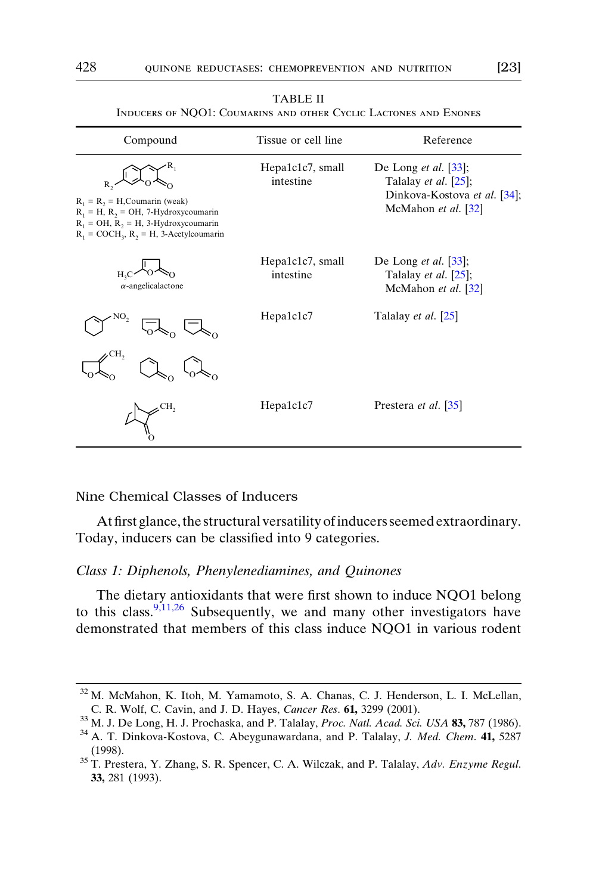TABLE II

INDUCERS OF NQO1: COUMARINS AND OTHER CYCLIC LACTONES AND ENONES

| Compound | Tissue or cell line | Reference |
|---|---|---|
| $R_1 = R_2$ = H, Coumarin (weak); $R_1$ = H, $R_2$ = OH, 7-Hydroxycoumarin; $R_1$ = OH, $R_2$ = H, 3-Hydroxycoumarin; $R_1 = COCH_3$, $R_2$ = H, 3-Acetylcoumarin | Hepa1c1c7, small intestine | De Long *et al.* [33]; Talalay *et al.* [25]; Dinkova-Kostova *et al.* [34]; McMahon *et al.* [32] |
| $\alpha$-angelicalactone | Hepa1c1c7, small intestine | De Long *et al.* [33]; Talalay *et al.* [25]; McMahon *et al.* [32] |
| $NO_2$; $CH_2$ (cyclic lactones and enones) | Hepa1c1c7 | Talalay *et al.* [25] |
| $CH_2$ (bicyclic enone) | Hepa1c1c7 | Prestera *et al.* [35] |

## Nine Chemical Classes of Inducers

At first glance, the structural versatility of inducers seemed extraordinary. Today, inducers can be classified into 9 categories.

### *Class 1: Diphenols, Phenylenediamines, and Quinones*

The dietary antioxidants that were first shown to induce NQO1 belong to this class.[9,11,26] Subsequently, we and many other investigators have demonstrated that members of this class induce NQO1 in various rodent

---

[32] M. McMahon, K. Itoh, M. Yamamoto, S. A. Chanas, C. J. Henderson, L. I. McLellan, C. R. Wolf, C. Cavin, and J. D. Hayes, *Cancer Res.* **61,** 3299 (2001).

[33] M. J. De Long, H. J. Prochaska, and P. Talalay, *Proc. Natl. Acad. Sci. USA* **83,** 787 (1986).

[34] A. T. Dinkova-Kostova, C. Abeygunawardana, and P. Talalay, *J. Med. Chem.* **41,** 5287 (1998).

[35] T. Prestera, Y. Zhang, S. R. Spencer, C. A. Wilczak, and P. Talalay, *Adv. Enzyme Regul.* **33,** 281 (1993).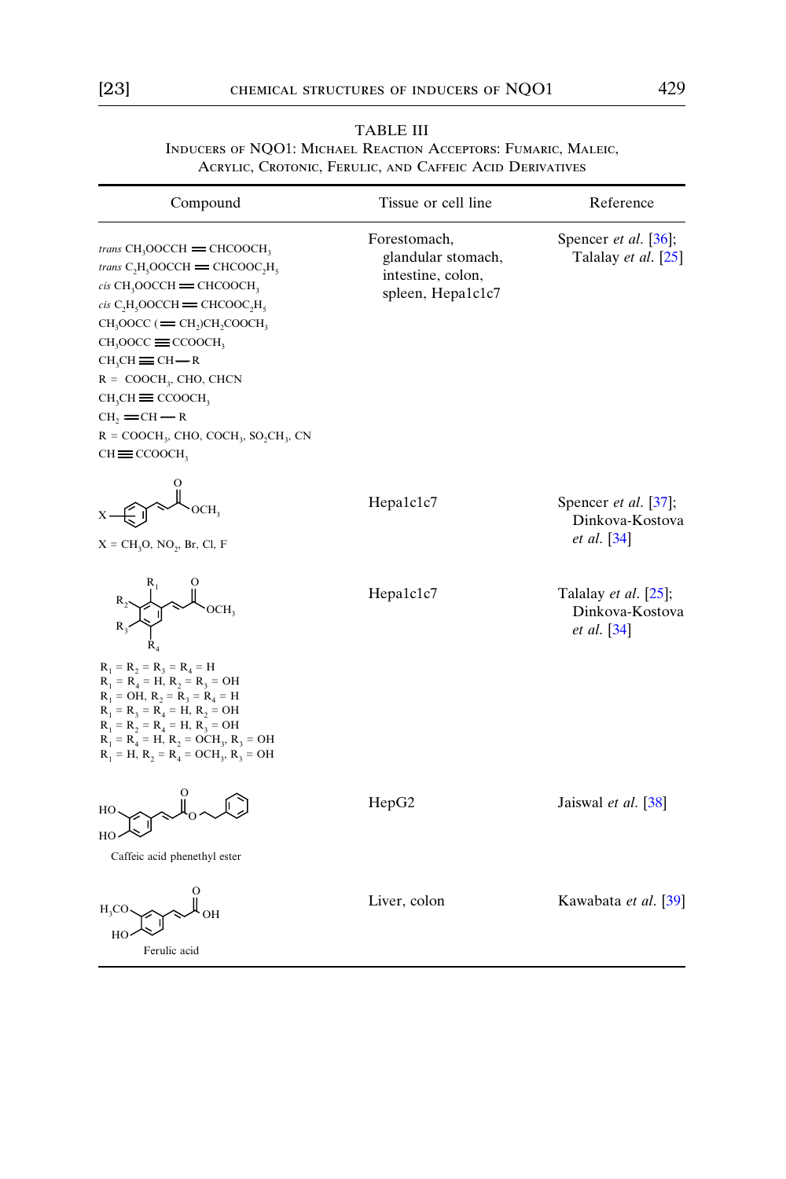TABLE III

INDUCERS OF NQO1: MICHAEL REACTION ACCEPTORS: FUMARIC, MALEIC, ACRYLIC, CROTONIC, FERULIC, AND CAFFEIC ACID DERIVATIVES

| Compound | Tissue or cell line | Reference |
|---|---|---|
| *trans* $CH_3OOCCH{=}CHCOOCH_3$<br>*trans* $C_2H_5OOCCH{=}CHCOOC_2H_5$<br>*cis* $CH_3OOCCH{=}CHCOOCH_3$<br>*cis* $C_2H_5OOCCH{=}CHCOOC_2H_5$<br>$CH_3OOCC({=}CH_2)CH_2COOCH_3$<br>$CH_3OOCC{\equiv}CCOOCH_3$<br>$CH_3CH{\equiv}CH{-}R$<br>R = $COOCH_3$, CHO, CHCN<br>$CH_3CH{\equiv}CCOOCH_3$<br>$CH_2{=}CH{-}R$<br>R = $COOCH_3$, CHO, $COCH_3$, $SO_2CH_3$, CN<br>$CH{\equiv}CCOOCH_3$ | Forestomach, glandular stomach, intestine, colon, spleen, Hepa1c1c7 | Spencer *et al.* [36]; Talalay *et al.* [25] |
| X–C₆H₄–CH=CH–C(O)OCH₃ (structure)<br>X = $CH_3O$, $NO_2$, Br, Cl, F | Hepa1c1c7 | Spencer *et al.* [37]; Dinkova-Kostova *et al.* [34] |
| Substituted methyl cinnamate (structure with $R_1$–$R_4$)<br>$R_1 = R_2 = R_3 = R_4$ = H<br>$R_1 = R_4$ = H, $R_2 = R_3$ = OH<br>$R_1$ = OH, $R_2 = R_3 = R_4$ = H<br>$R_1 = R_3 = R_4$ = H, $R_2$ = OH<br>$R_1 = R_2 = R_4$ = H, $R_3$ = OH<br>$R_1 = R_4$ = H, $R_2$ = $OCH_3$, $R_3$ = OH<br>$R_1$ = H, $R_2 = R_4$ = $OCH_3$, $R_3$ = OH | Hepa1c1c7 | Talalay *et al.* [25]; Dinkova-Kostova *et al.* [34] |
| Caffeic acid phenethyl ester | HepG2 | Jaiswal *et al.* [38] |
| Ferulic acid | Liver, colon | Kawabata *et al.* [39] |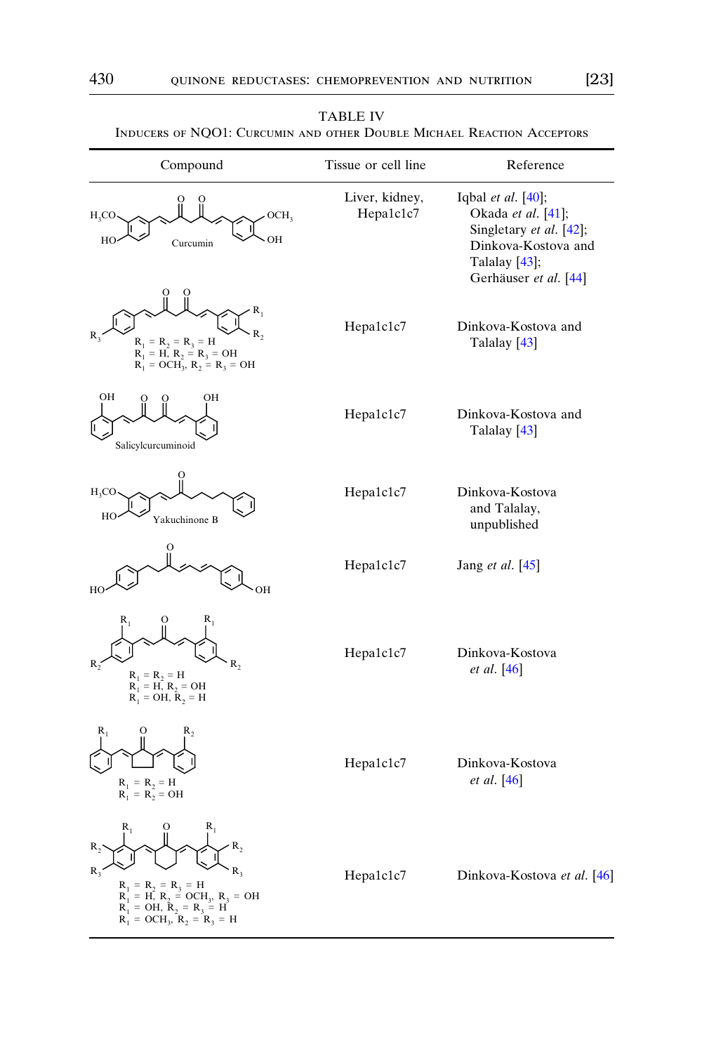TABLE IV
INDUCERS OF NQO1: CURCUMIN AND OTHER DOUBLE MICHAEL REACTION ACCEPTORS

| Compound | Tissue or cell line | Reference |
|---|---|---|
| Curcumin | Liver, kidney, Hepa1c1c7 | Iqbal *et al.* [40]; Okada *et al.* [41]; Singletary *et al.* [42]; Dinkova-Kostova and Talalay [43]; Gerhäuser *et al.* [44] |
| $R_1 = R_2 = R_3 = H$; $R_1 = H$, $R_2 = R_3 = OH$; $R_1 = OCH_3$, $R_2 = R_3 = OH$ | Hepa1c1c7 | Dinkova-Kostova and Talalay [43] |
| Salicylcurcuminoid | Hepa1c1c7 | Dinkova-Kostova and Talalay [43] |
| Yakuchinone B | Hepa1c1c7 | Dinkova-Kostova and Talalay, unpublished |
| | Hepa1c1c7 | Jang *et al.* [45] |
| $R_1 = R_2 = H$; $R_1 = H$, $R_2 = OH$; $R_1 = OH$, $R_2 = H$ | Hepa1c1c7 | Dinkova-Kostova *et al.* [46] |
| $R_1 = R_2 = H$; $R_1 = R_2 = OH$ | Hepa1c1c7 | Dinkova-Kostova *et al.* [46] |
| $R_1 = R_2 = R_3 = H$; $R_1 = H$, $R_2 = OCH_3$, $R_3 = OH$; $R_1 = OH$, $R_2 = R_3 = H$; $R_1 = OCH_3$, $R_2 = R_3 = H$ | Hepa1c1c7 | Dinkova-Kostova *et al.* [46] |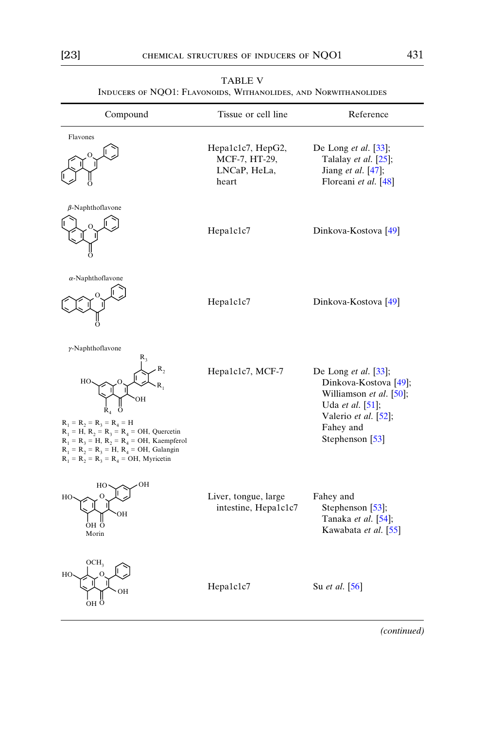TABLE V

INDUCERS OF NQO1: FLAVONOIDS, WITHANOLIDES, AND NORWITHANOLIDES

| Compound | Tissue or cell line | Reference |
| --- | --- | --- |
| Flavones | Hepa1c1c7, HepG2, MCF-7, HT-29, LNCaP, HeLa, heart | De Long *et al.* [33]; Talalay *et al.* [25]; Jiang *et al.* [47]; Floreani *et al.* [48] |
| β-Naphthoflavone | Hepa1c1c7 | Dinkova-Kostova [49] |
| α-Naphthoflavone | Hepa1c1c7 | Dinkova-Kostova [49] |
| γ-Naphthoflavone | | |
| $R_1 = R_2 = R_3 = R_4 = H$<br>$R_1 = H$, $R_2 = R_3 = R_4 = OH$, Quercetin<br>$R_1 = R_3 = H$, $R_2 = R_4 = OH$, Kaempferol<br>$R_1 = R_2 = R_3 = H$, $R_4 = OH$, Galangin<br>$R_1 = R_2 = R_3 = R_4 = OH$, Myricetin | Hepa1c1c7, MCF-7 | De Long *et al.* [33]; Dinkova-Kostova [49]; Williamson *et al.* [50]; Uda *et al.* [51]; Valerio *et al.* [52]; Fahey and Stephenson [53] |
| Morin | Liver, tongue, large intestine, Hepa1c1c7 | Fahey and Stephenson [53]; Tanaka *et al.* [54]; Kawabata *et al.* [55] |
| (HO, $OCH_3$, OH, OH substituted flavone) | Hepa1c1c7 | Su *et al.* [56] |

*(continued)*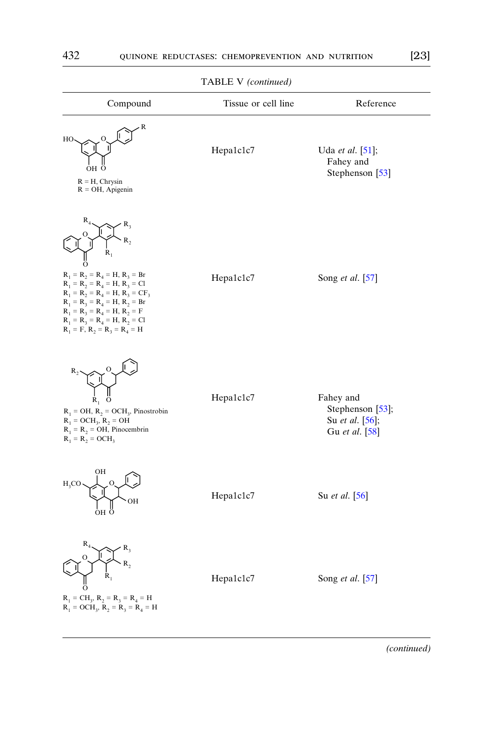TABLE V (continued)

| Compound | Tissue or cell line | Reference |
|---|---|---|
| R = H, Chrysin<br>R = OH, Apigenin | Hepa1c1c7 | Uda *et al.* [51]; Fahey and Stephenson [53] |
| $R_1 = R_2 = R_4 = H$, $R_3 = Br$<br>$R_1 = R_2 = R_4 = H$, $R_3 = Cl$<br>$R_1 = R_2 = R_4 = H$, $R_3 = CF_3$<br>$R_1 = R_3 = R_4 = H$, $R_2 = Br$<br>$R_1 = R_3 = R_4 = H$, $R_2 = F$<br>$R_1 = R_3 = R_4 = H$, $R_2 = Cl$<br>$R_1 = F$, $R_2 = R_3 = R_4 = H$ | Hepa1c1c7 | Song *et al.* [57] |
| $R_1 = OH$, $R_2 = OCH_3$, Pinostrobin<br>$R_1 = OCH_3$, $R_2 = OH$<br>$R_1 = R_2 = OH$, Pinocembrin<br>$R_1 = R_2 = OCH_3$ | Hepa1c1c7 | Fahey and Stephenson [53]; Su *et al.* [56]; Gu *et al.* [58] |
| | Hepa1c1c7 | Su *et al.* [56] |
| $R_1 = CH_3$, $R_2 = R_3 = R_4 = H$<br>$R_1 = OCH_3$, $R_2 = R_3 = R_4 = H$ | Hepa1c1c7 | Song *et al.* [57] |

*(continued)*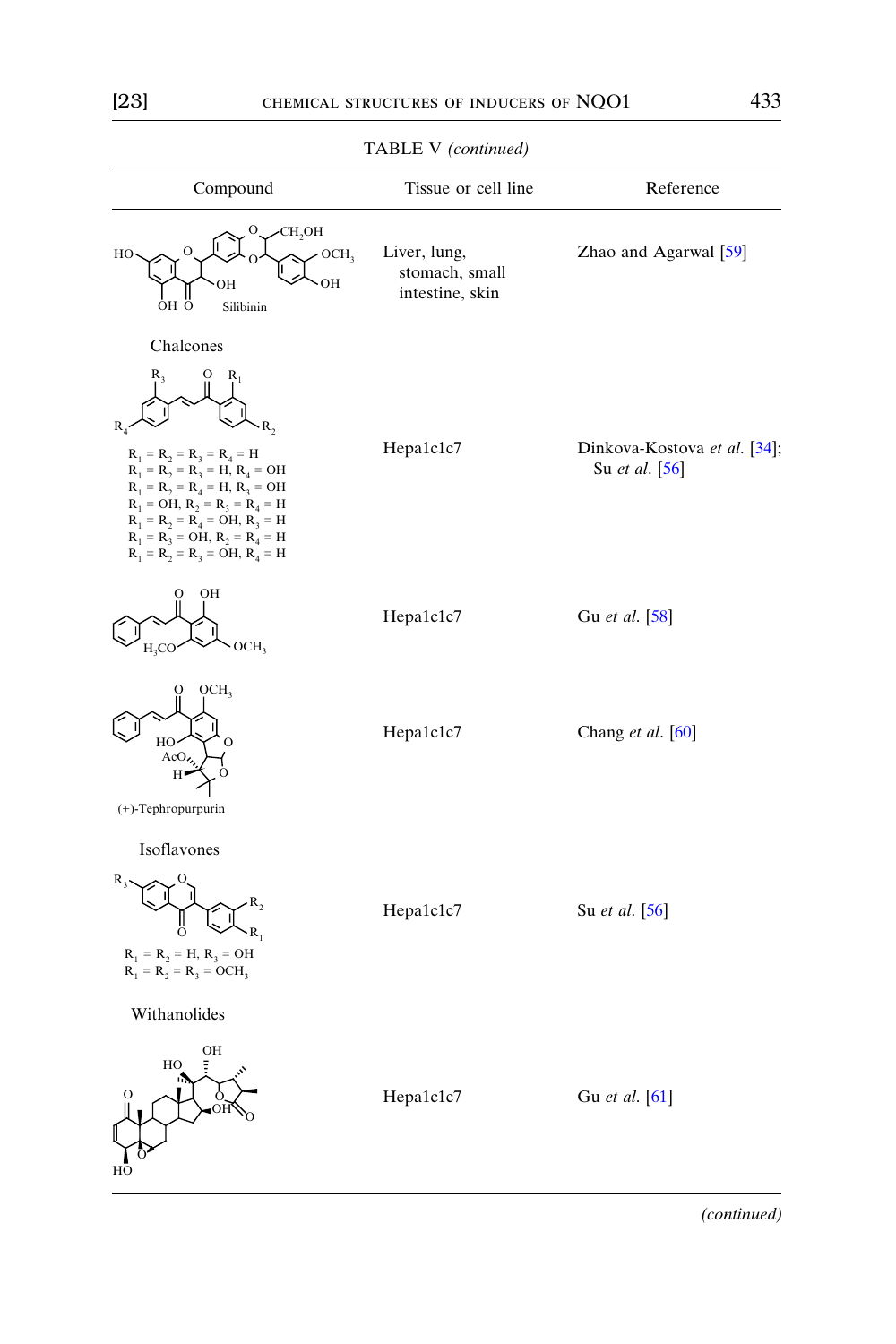TABLE V *(continued)*

| Compound | Tissue or cell line | Reference |
|---|---|---|
| Silibinin | Liver, lung, stomach, small intestine, skin | Zhao and Agarwal [59] |
| **Chalcones** | | |
| $R_1 = R_2 = R_3 = R_4 = H$<br>$R_1 = R_2 = R_3 = H, R_4 = OH$<br>$R_1 = R_2 = R_4 = H, R_3 = OH$<br>$R_1 = OH, R_2 = R_3 = R_4 = H$<br>$R_1 = R_2 = R_4 = OH, R_3 = H$<br>$R_1 = R_3 = OH, R_2 = R_4 = H$<br>$R_1 = R_2 = R_3 = OH, R_4 = H$ | Hepa1c1c7 | Dinkova-Kostova *et al.* [34]; Su *et al.* [56] |
| (chalcone with OH, $H_3CO$, $OCH_3$) | Hepa1c1c7 | Gu *et al.* [58] |
| (+)-Tephropurpurin | Hepa1c1c7 | Chang *et al.* [60] |
| **Isoflavones** | | |
| $R_1 = R_2 = H, R_3 = OH$<br>$R_1 = R_2 = R_3 = OCH_3$ | Hepa1c1c7 | Su *et al.* [56] |
| **Withanolides** | | |
| (withanolide) | Hepa1c1c7 | Gu *et al.* [61] |

*(continued)*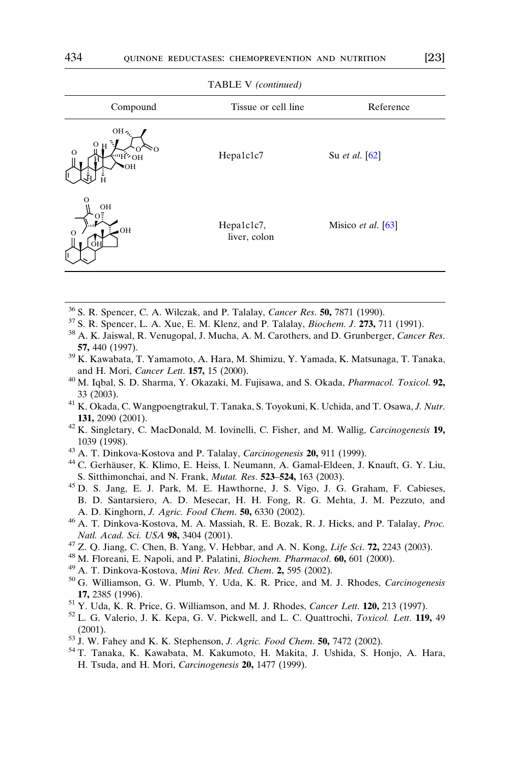TABLE V *(continued)*

| Compound | Tissue or cell line | Reference |
|---|---|---|
| | Hepa1c1c7 | Su *et al.* [62] |
| | Hepa1c1c7, liver, colon | Misico *et al.* [63] |

---

[36] S. R. Spencer, C. A. Wilczak, and P. Talalay, *Cancer Res*. **50,** 7871 (1990).

[37] S. R. Spencer, L. A. Xue, E. M. Klenz, and P. Talalay, *Biochem. J*. **273,** 711 (1991).

[38] A. K. Jaiswal, R. Venugopal, J. Mucha, A. M. Carothers, and D. Grunberger, *Cancer Res*. **57,** 440 (1997).

[39] K. Kawabata, T. Yamamoto, A. Hara, M. Shimizu, Y. Yamada, K. Matsunaga, T. Tanaka, and H. Mori, *Cancer Lett*. **157,** 15 (2000).

[40] M. Iqbal, S. D. Sharma, Y. Okazaki, M. Fujisawa, and S. Okada, *Pharmacol. Toxicol*. **92,** 33 (2003).

[41] K. Okada, C. Wangpoengtrakul, T. Tanaka, S. Toyokuni, K. Uchida, and T. Osawa, *J. Nutr*. **131,** 2090 (2001).

[42] K. Singletary, C. MacDonald, M. Iovinelli, C. Fisher, and M. Wallig, *Carcinogenesis* **19,** 1039 (1998).

[43] A. T. Dinkova-Kostova and P. Talalay, *Carcinogenesis* **20,** 911 (1999).

[44] C. Gerhäuser, K. Klimo, E. Heiss, I. Neumann, A. Gamal-Eldeen, J. Knauft, G. Y. Liu, S. Sitthimonchai, and N. Frank, *Mutat. Res*. **523–524,** 163 (2003).

[45] D. S. Jang, E. J. Park, M. E. Hawthorne, J. S. Vigo, J. G. Graham, F. Cabieses, B. D. Santarsiero, A. D. Mesecar, H. H. Fong, R. G. Mehta, J. M. Pezzuto, and A. D. Kinghorn, *J. Agric. Food Chem*. **50,** 6330 (2002).

[46] A. T. Dinkova-Kostova, M. A. Massiah, R. E. Bozak, R. J. Hicks, and P. Talalay, *Proc. Natl. Acad. Sci. USA* **98,** 3404 (2001).

[47] Z. Q. Jiang, C. Chen, B. Yang, V. Hebbar, and A. N. Kong, *Life Sci*. **72,** 2243 (2003).

[48] M. Floreani, E. Napoli, and P. Palatini, *Biochem. Pharmacol*. **60,** 601 (2000).

[49] A. T. Dinkova-Kostova, *Mini Rev. Med. Chem*. **2,** 595 (2002).

[50] G. Williamson, G. W. Plumb, Y. Uda, K. R. Price, and M. J. Rhodes, *Carcinogenesis* **17,** 2385 (1996).

[51] Y. Uda, K. R. Price, G. Williamson, and M. J. Rhodes, *Cancer Lett*. **120,** 213 (1997).

[52] L. G. Valerio, J. K. Kepa, G. V. Pickwell, and L. C. Quattrochi, *Toxicol. Lett*. **119,** 49 (2001).

[53] J. W. Fahey and K. K. Stephenson, *J. Agric. Food Chem*. **50,** 7472 (2002).

[54] T. Tanaka, K. Kawabata, M. Kakumoto, H. Makita, J. Ushida, S. Honjo, A. Hara, H. Tsuda, and H. Mori, *Carcinogenesis* **20,** 1477 (1999).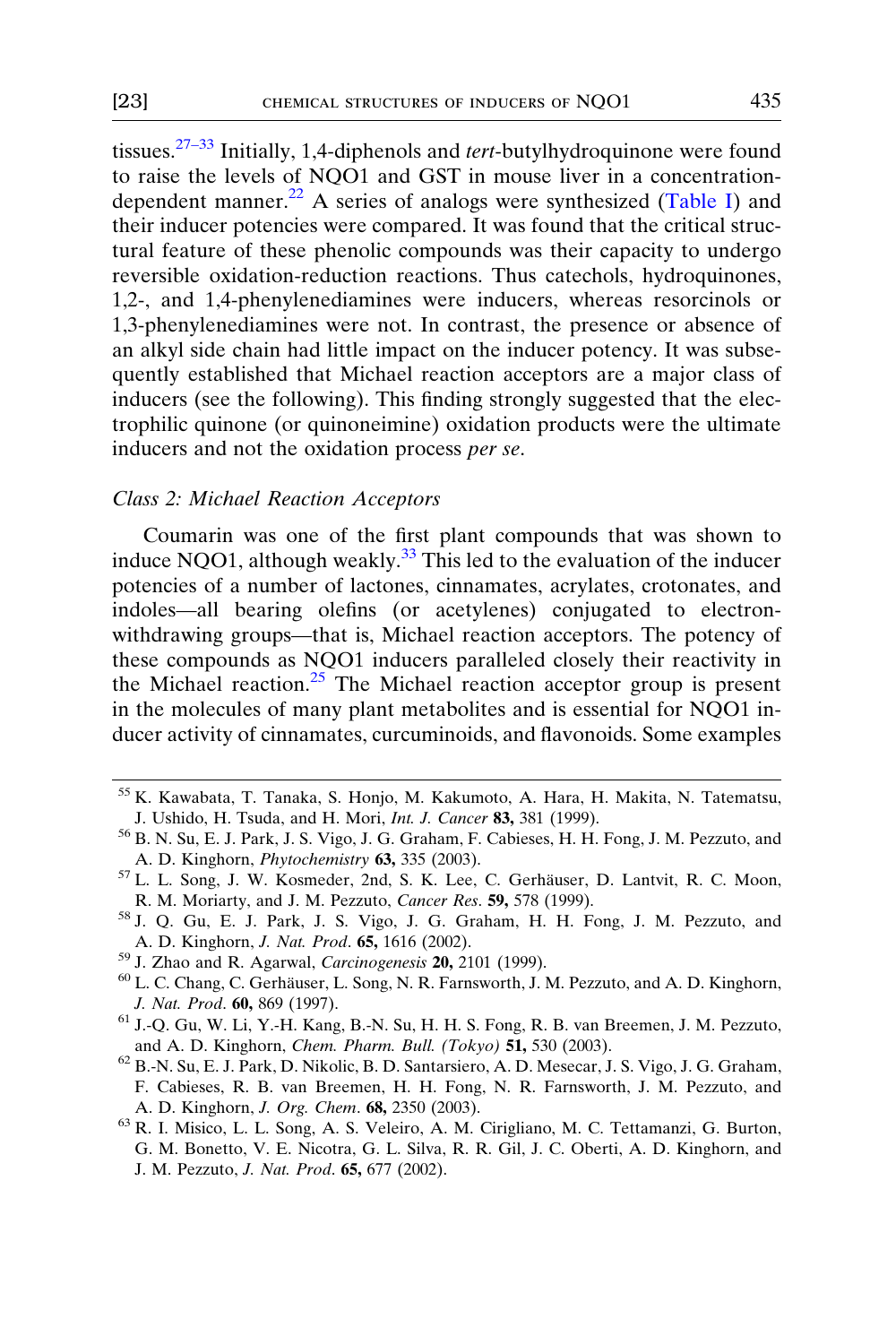tissues.[27–33] Initially, 1,4-diphenols and *tert*-butylhydroquinone were found to raise the levels of NQO1 and GST in mouse liver in a concentration-dependent manner.[22] A series of analogs were synthesized (Table I) and their inducer potencies were compared. It was found that the critical structural feature of these phenolic compounds was their capacity to undergo reversible oxidation-reduction reactions. Thus catechols, hydroquinones, 1,2-, and 1,4-phenylenediamines were inducers, whereas resorcinols or 1,3-phenylenediamines were not. In contrast, the presence or absence of an alkyl side chain had little impact on the inducer potency. It was subsequently established that Michael reaction acceptors are a major class of inducers (see the following). This finding strongly suggested that the electrophilic quinone (or quinoneimine) oxidation products were the ultimate inducers and not the oxidation process *per se*.

### *Class 2: Michael Reaction Acceptors*

Coumarin was one of the first plant compounds that was shown to induce NQO1, although weakly.[33] This led to the evaluation of the inducer potencies of a number of lactones, cinnamates, acrylates, crotonates, and indoles—all bearing olefins (or acetylenes) conjugated to electron-withdrawing groups—that is, Michael reaction acceptors. The potency of these compounds as NQO1 inducers paralleled closely their reactivity in the Michael reaction.[25] The Michael reaction acceptor group is present in the molecules of many plant metabolites and is essential for NQO1 inducer activity of cinnamates, curcuminoids, and flavonoids. Some examples

---

[55] K. Kawabata, T. Tanaka, S. Honjo, M. Kakumoto, A. Hara, H. Makita, N. Tatematsu, J. Ushido, H. Tsuda, and H. Mori, *Int. J. Cancer* **83,** 381 (1999).

[56] B. N. Su, E. J. Park, J. S. Vigo, J. G. Graham, F. Cabieses, H. H. Fong, J. M. Pezzuto, and A. D. Kinghorn, *Phytochemistry* **63,** 335 (2003).

[57] L. L. Song, J. W. Kosmeder, 2nd, S. K. Lee, C. Gerhäuser, D. Lantvit, R. C. Moon, R. M. Moriarty, and J. M. Pezzuto, *Cancer Res*. **59,** 578 (1999).

[58] J. Q. Gu, E. J. Park, J. S. Vigo, J. G. Graham, H. H. Fong, J. M. Pezzuto, and A. D. Kinghorn, *J. Nat. Prod*. **65,** 1616 (2002).

[59] J. Zhao and R. Agarwal, *Carcinogenesis* **20,** 2101 (1999).

[60] L. C. Chang, C. Gerhäuser, L. Song, N. R. Farnsworth, J. M. Pezzuto, and A. D. Kinghorn, *J. Nat. Prod*. **60,** 869 (1997).

[61] J.-Q. Gu, W. Li, Y.-H. Kang, B.-N. Su, H. H. S. Fong, R. B. van Breemen, J. M. Pezzuto, and A. D. Kinghorn, *Chem. Pharm. Bull. (Tokyo)* **51,** 530 (2003).

[62] B.-N. Su, E. J. Park, D. Nikolic, B. D. Santarsiero, A. D. Mesecar, J. S. Vigo, J. G. Graham, F. Cabieses, R. B. van Breemen, H. H. Fong, N. R. Farnsworth, J. M. Pezzuto, and A. D. Kinghorn, *J. Org. Chem*. **68,** 2350 (2003).

[63] R. I. Misico, L. L. Song, A. S. Veleiro, A. M. Cirigliano, M. C. Tettamanzi, G. Burton, G. M. Bonetto, V. E. Nicotra, G. L. Silva, R. R. Gil, J. C. Oberti, A. D. Kinghorn, and J. M. Pezzuto, *J. Nat. Prod*. **65,** 677 (2002).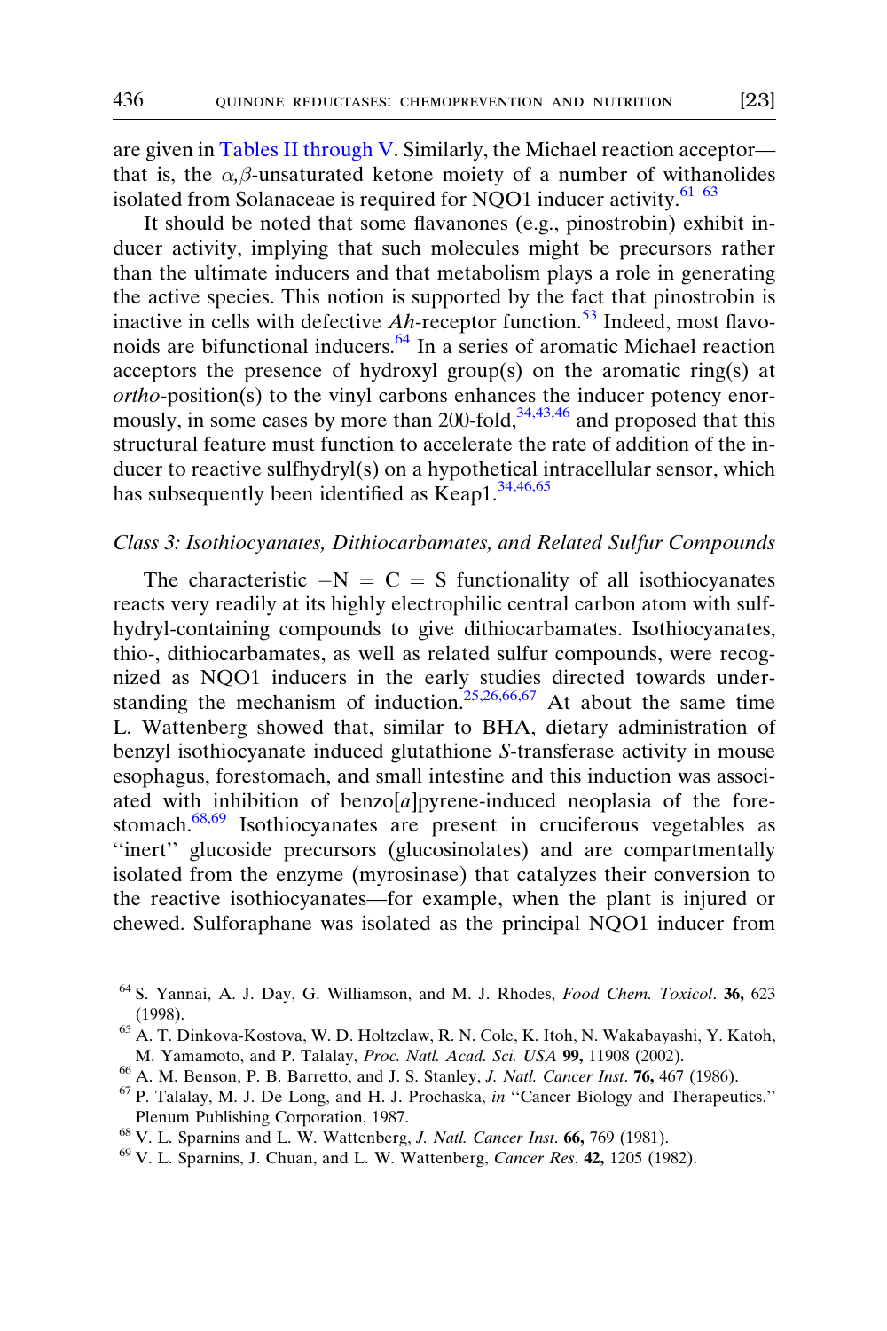are given in Tables II through V. Similarly, the Michael reaction acceptor—that is, the $\alpha,\beta$-unsaturated ketone moiety of a number of withanolides isolated from Solanaceae is required for NQO1 inducer activity.[61–63]

It should be noted that some flavanones (e.g., pinostrobin) exhibit inducer activity, implying that such molecules might be precursors rather than the ultimate inducers and that metabolism plays a role in generating the active species. This notion is supported by the fact that pinostrobin is inactive in cells with defective *Ah*-receptor function.[53] Indeed, most flavonoids are bifunctional inducers.[64] In a series of aromatic Michael reaction acceptors the presence of hydroxyl group(s) on the aromatic ring(s) at *ortho*-position(s) to the vinyl carbons enhances the inducer potency enormously, in some cases by more than 200-fold,[34,43,46] and proposed that this structural feature must function to accelerate the rate of addition of the inducer to reactive sulfhydryl(s) on a hypothetical intracellular sensor, which has subsequently been identified as Keap1.[34,46,65]

*Class 3: Isothiocyanates, Dithiocarbamates, and Related Sulfur Compounds*

The characteristic $-N = C = S$ functionality of all isothiocyanates reacts very readily at its highly electrophilic central carbon atom with sulfhydryl-containing compounds to give dithiocarbamates. Isothiocyanates, thio-, dithiocarbamates, as well as related sulfur compounds, were recognized as NQO1 inducers in the early studies directed towards understanding the mechanism of induction.[25,26,66,67] At about the same time L. Wattenberg showed that, similar to BHA, dietary administration of benzyl isothiocyanate induced glutathione *S*-transferase activity in mouse esophagus, forestomach, and small intestine and this induction was associated with inhibition of benzo[*a*]pyrene-induced neoplasia of the forestomach.[68,69] Isothiocyanates are present in cruciferous vegetables as ''inert'' glucoside precursors (glucosinolates) and are compartmentally isolated from the enzyme (myrosinase) that catalyzes their conversion to the reactive isothiocyanates—for example, when the plant is injured or chewed. Sulforaphane was isolated as the principal NQO1 inducer from

[64] S. Yannai, A. J. Day, G. Williamson, and M. J. Rhodes, *Food Chem. Toxicol*. **36,** 623 (1998).

[65] A. T. Dinkova-Kostova, W. D. Holtzclaw, R. N. Cole, K. Itoh, N. Wakabayashi, Y. Katoh, M. Yamamoto, and P. Talalay, *Proc. Natl. Acad. Sci. USA* **99,** 11908 (2002).

[66] A. M. Benson, P. B. Barretto, and J. S. Stanley, *J. Natl. Cancer Inst*. **76,** 467 (1986).

[67] P. Talalay, M. J. De Long, and H. J. Prochaska, *in* ''Cancer Biology and Therapeutics.'' Plenum Publishing Corporation, 1987.

[68] V. L. Sparnins and L. W. Wattenberg, *J. Natl. Cancer Inst*. **66,** 769 (1981).

[69] V. L. Sparnins, J. Chuan, and L. W. Wattenberg, *Cancer Res*. **42,** 1205 (1982).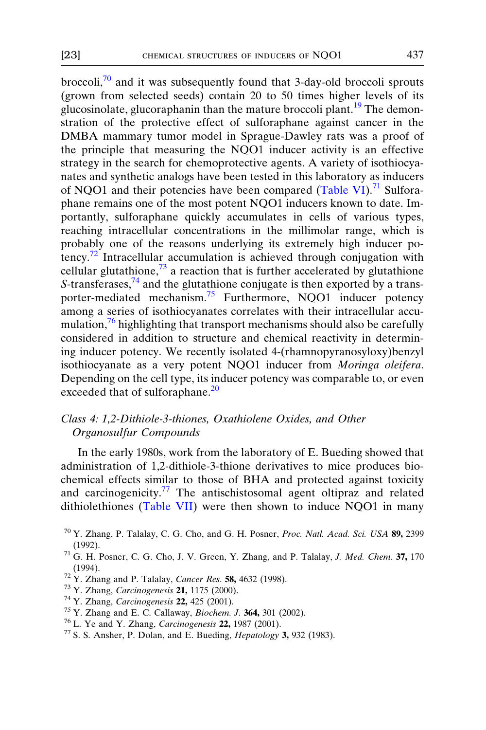broccoli,[70] and it was subsequently found that 3-day-old broccoli sprouts (grown from selected seeds) contain 20 to 50 times higher levels of its glucosinolate, glucoraphanin than the mature broccoli plant.[19] The demonstration of the protective effect of sulforaphane against cancer in the DMBA mammary tumor model in Sprague-Dawley rats was a proof of the principle that measuring the NQO1 inducer activity is an effective strategy in the search for chemoprotective agents. A variety of isothiocyanates and synthetic analogs have been tested in this laboratory as inducers of NQO1 and their potencies have been compared (Table VI).[71] Sulforaphane remains one of the most potent NQO1 inducers known to date. Importantly, sulforaphane quickly accumulates in cells of various types, reaching intracellular concentrations in the millimolar range, which is probably one of the reasons underlying its extremely high inducer potency.[72] Intracellular accumulation is achieved through conjugation with cellular glutathione,[73] a reaction that is further accelerated by glutathione *S*-transferases,[74] and the glutathione conjugate is then exported by a transporter-mediated mechanism.[75] Furthermore, NQO1 inducer potency among a series of isothiocyanates correlates with their intracellular accumulation,[76] highlighting that transport mechanisms should also be carefully considered in addition to structure and chemical reactivity in determining inducer potency. We recently isolated 4-(rhamnopyranosyloxy)benzyl isothiocyanate as a very potent NQO1 inducer from *Moringa oleifera*. Depending on the cell type, its inducer potency was comparable to, or even exceeded that of sulforaphane.[20]

### *Class 4: 1,2-Dithiole-3-thiones, Oxathiolene Oxides, and Other Organosulfur Compounds*

In the early 1980s, work from the laboratory of E. Bueding showed that administration of 1,2-dithiole-3-thione derivatives to mice produces biochemical effects similar to those of BHA and protected against toxicity and carcinogenicity.[77] The antischistosomal agent oltipraz and related dithiolethiones (Table VII) were then shown to induce NQO1 in many

[70] Y. Zhang, P. Talalay, C. G. Cho, and G. H. Posner, *Proc. Natl. Acad. Sci. USA* **89,** 2399 (1992).

[71] G. H. Posner, C. G. Cho, J. V. Green, Y. Zhang, and P. Talalay, *J. Med. Chem*. **37,** 170 (1994).

[72] Y. Zhang and P. Talalay, *Cancer Res*. **58,** 4632 (1998).

[73] Y. Zhang, *Carcinogenesis* **21,** 1175 (2000).

[74] Y. Zhang, *Carcinogenesis* **22,** 425 (2001).

[75] Y. Zhang and E. C. Callaway, *Biochem. J*. **364,** 301 (2002).

[76] L. Ye and Y. Zhang, *Carcinogenesis* **22,** 1987 (2001).

[77] S. S. Ansher, P. Dolan, and E. Bueding, *Hepatology* **3,** 932 (1983).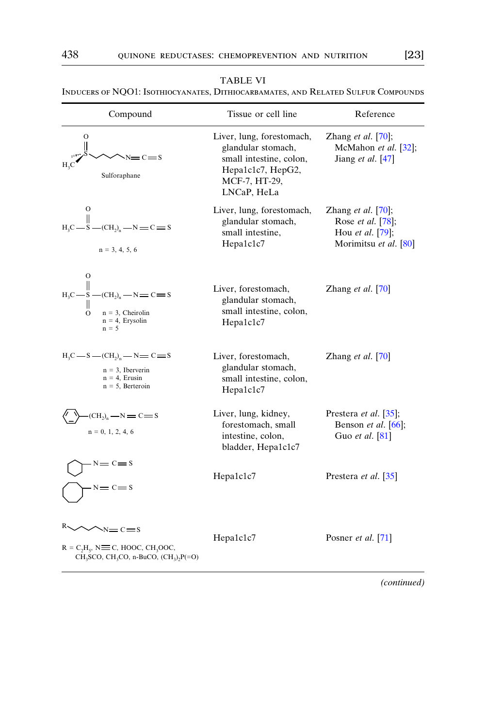TABLE VI
INDUCERS OF NQO1: ISOTHIOCYANATES, DITHIOCARBAMATES, AND RELATED SULFUR COMPOUNDS

| Compound | Tissue or cell line | Reference |
|---|---|---|
| Sulforaphane: $H_3C-S(=O)-(CH_2)_4-N{=}C{=}S$ | Liver, lung, forestomach, glandular stomach, small intestine, colon, Hepa1c1c7, HepG2, MCF-7, HT-29, LNCaP, HeLa | Zhang *et al.* [70]; McMahon *et al.* [32]; Jiang *et al.* [47] |
| $H_3C-S(=O)-(CH_2)_n-N{=}C{=}S$<br>n = 3, 4, 5, 6 | Liver, lung, forestomach, glandular stomach, small intestine, Hepa1c1c7 | Zhang *et al.* [70]; Rose *et al.* [78]; Hou *et al.* [79]; Morimitsu *et al.* [80] |
| $H_3C-S(=O)_2-(CH_2)_n-N{=}C{=}S$<br>n = 3, Cheirolin<br>n = 4, Erysolin<br>n = 5 | Liver, forestomach, glandular stomach, small intestine, colon, Hepa1c1c7 | Zhang *et al.* [70] |
| $H_3C-S-(CH_2)_n-N{=}C{=}S$<br>n = 3, Iberverin<br>n = 4, Erusin<br>n = 5, Berteroin | Liver, forestomach, glandular stomach, small intestine, colon, Hepa1c1c7 | Zhang *et al.* [70] |
| $C_6H_5-(CH_2)_n-N{=}C{=}S$<br>n = 0, 1, 2, 4, 6 | Liver, lung, kidney, forestomach, small intestine, colon, bladder, Hepa1c1c7 | Prestera *et al.* [35]; Benson *et al.* [66]; Guo *et al.* [81] |
| Cyclohexyl$-N{=}C{=}S$<br>Cyclooctyl$-N{=}C{=}S$ | Hepa1c1c7 | Prestera *et al.* [35] |
| $R-(CH_2)_4-N{=}C{=}S$<br>R = $C_2H_5$, $N{\equiv}C$, HOOC, $CH_3OOC$, $CH_3SCO$, $CH_3CO$, n-BuCO, $(CH_3)_2P(=O)$ | Hepa1c1c7 | Posner *et al.* [71] |

*(continued)*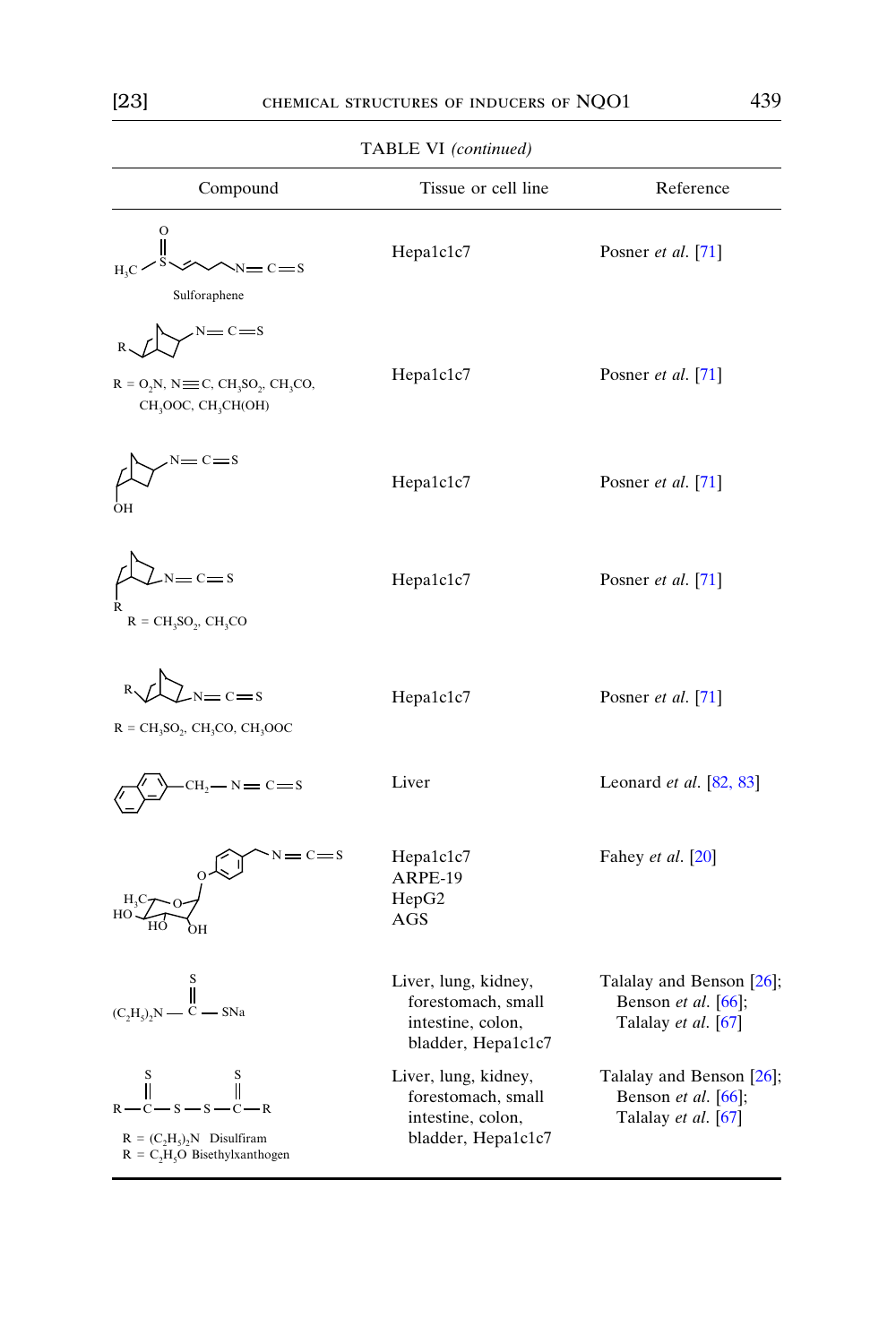TABLE VI *(continued)*

| Compound | Tissue or cell line | Reference |
|---|---|---|
| $H_3C$–S(=O)–CH=CH–CH₂–CH₂–N=C=S<br>Sulforaphene | Hepa1c1c7 | Posner *et al.* [71] |
| R = $O_2N$, N≡C, $CH_3SO_2$, $CH_3CO$, $CH_3OOC$, $CH_3CH(OH)$ | Hepa1c1c7 | Posner *et al.* [71] |
| N=C=S, OH | Hepa1c1c7 | Posner *et al.* [71] |
| R = $CH_3SO_2$, $CH_3CO$ | Hepa1c1c7 | Posner *et al.* [71] |
| R = $CH_3SO_2$, $CH_3CO$, $CH_3OOC$ | Hepa1c1c7 | Posner *et al.* [71] |
| $CH_2$—N=C=S | Liver | Leonard *et al.* [82, 83] |
| N=C=S, O, $H_3C$, O, HO, HO, OH | Hepa1c1c7<br>ARPE-19<br>HepG2<br>AGS | Fahey *et al.* [20] |
| $(C_2H_5)_2N$—C(=S)—SNa | Liver, lung, kidney, forestomach, small intestine, colon, bladder, Hepa1c1c7 | Talalay and Benson [26]; Benson *et al.* [66]; Talalay *et al.* [67] |
| R—C(=S)—S—S—C(=S)—R<br>R = $(C_2H_5)_2N$ Disulfiram<br>R = $C_2H_5O$ Bisethylxanthogen | Liver, lung, kidney, forestomach, small intestine, colon, bladder, Hepa1c1c7 | Talalay and Benson [26]; Benson *et al.* [66]; Talalay *et al.* [67] |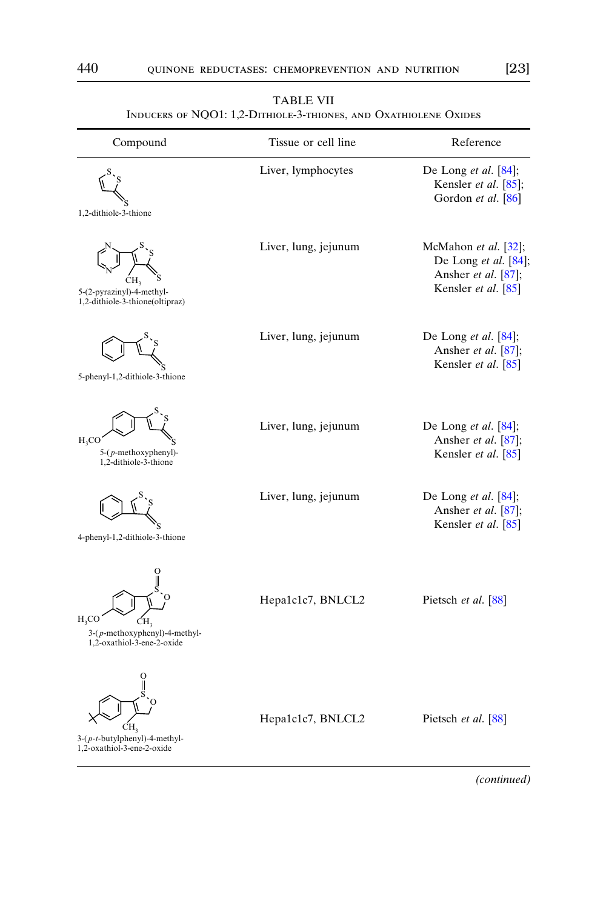TABLE VII
INDUCERS OF NQO1: 1,2-DITHIOLE-3-THIONES, AND OXATHIOLENE OXIDES

| Compound | Tissue or cell line | Reference |
|---|---|---|
| 1,2-dithiole-3-thione | Liver, lymphocytes | De Long *et al.* [84]; Kensler *et al.* [85]; Gordon *et al.* [86] |
| 5-(2-pyrazinyl)-4-methyl-1,2-dithiole-3-thione(oltipraz) | Liver, lung, jejunum | McMahon *et al.* [32]; De Long *et al.* [84]; Ansher *et al.* [87]; Kensler *et al.* [85] |
| 5-phenyl-1,2-dithiole-3-thione | Liver, lung, jejunum | De Long *et al.* [84]; Ansher *et al.* [87]; Kensler *et al.* [85] |
| 5-(*p*-methoxyphenyl)-1,2-dithiole-3-thione | Liver, lung, jejunum | De Long *et al.* [84]; Ansher *et al.* [87]; Kensler *et al.* [85] |
| 4-phenyl-1,2-dithiole-3-thione | Liver, lung, jejunum | De Long *et al.* [84]; Ansher *et al.* [87]; Kensler *et al.* [85] |
| 3-(*p*-methoxyphenyl)-4-methyl-1,2-oxathiol-3-ene-2-oxide | Hepa1c1c7, BNLCL2 | Pietsch *et al.* [88] |
| 3-(*p*-*t*-butylphenyl)-4-methyl-1,2-oxathiol-3-ene-2-oxide | Hepa1c1c7, BNLCL2 | Pietsch *et al.* [88] |

*(continued)*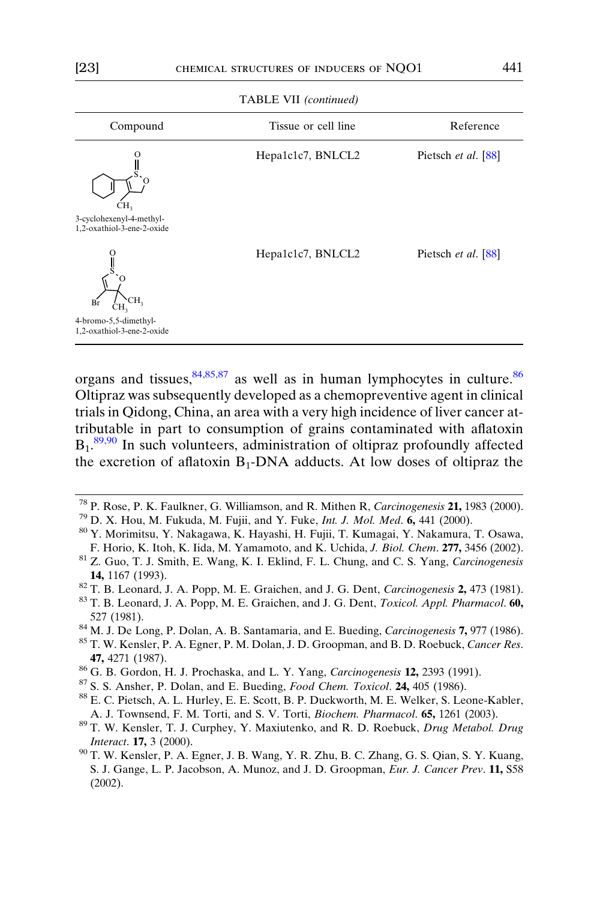TABLE VII (continued)

| Compound | Tissue or cell line | Reference |
|---|---|---|
| 3-cyclohexenyl-4-methyl-1,2-oxathiol-3-ene-2-oxide | Hepa1c1c7, BNLCL2 | Pietsch *et al.* [88] |
| 4-bromo-5,5-dimethyl-1,2-oxathiol-3-ene-2-oxide | Hepa1c1c7, BNLCL2 | Pietsch *et al.* [88] |

organs and tissues,[84,85,87] as well as in human lymphocytes in culture.[86] Oltipraz was subsequently developed as a chemopreventive agent in clinical trials in Qidong, China, an area with a very high incidence of liver cancer attributable in part to consumption of grains contaminated with aflatoxin $B_1$.[89,90] In such volunteers, administration of oltipraz profoundly affected the excretion of aflatoxin $B_1$-DNA adducts. At low doses of oltipraz the

[78] P. Rose, P. K. Faulkner, G. Williamson, and R. Mithen R, *Carcinogenesis* **21,** 1983 (2000).

[79] D. X. Hou, M. Fukuda, M. Fujii, and Y. Fuke, *Int. J. Mol. Med*. **6,** 441 (2000).

[80] Y. Morimitsu, Y. Nakagawa, K. Hayashi, H. Fujii, T. Kumagai, Y. Nakamura, T. Osawa, F. Horio, K. Itoh, K. Iida, M. Yamamoto, and K. Uchida, *J. Biol. Chem*. **277,** 3456 (2002).

[81] Z. Guo, T. J. Smith, E. Wang, K. I. Eklind, F. L. Chung, and C. S. Yang, *Carcinogenesis* **14,** 1167 (1993).

[82] T. B. Leonard, J. A. Popp, M. E. Graichen, and J. G. Dent, *Carcinogenesis* **2,** 473 (1981).

[83] T. B. Leonard, J. A. Popp, M. E. Graichen, and J. G. Dent, *Toxicol. Appl. Pharmacol*. **60,** 527 (1981).

[84] M. J. De Long, P. Dolan, A. B. Santamaria, and E. Bueding, *Carcinogenesis* **7,** 977 (1986).

[85] T. W. Kensler, P. A. Egner, P. M. Dolan, J. D. Groopman, and B. D. Roebuck, *Cancer Res*. **47,** 4271 (1987).

[86] G. B. Gordon, H. J. Prochaska, and L. Y. Yang, *Carcinogenesis* **12,** 2393 (1991).

[87] S. S. Ansher, P. Dolan, and E. Bueding, *Food Chem. Toxicol*. **24,** 405 (1986).

[88] E. C. Pietsch, A. L. Hurley, E. E. Scott, B. P. Duckworth, M. E. Welker, S. Leone-Kabler, A. J. Townsend, F. M. Torti, and S. V. Torti, *Biochem. Pharmacol*. **65,** 1261 (2003).

[89] T. W. Kensler, T. J. Curphey, Y. Maxiutenko, and R. D. Roebuck, *Drug Metabol. Drug Interact*. **17,** 3 (2000).

[90] T. W. Kensler, P. A. Egner, J. B. Wang, Y. R. Zhu, B. C. Zhang, G. S. Qian, S. Y. Kuang, S. J. Gange, L. P. Jacobson, A. Munoz, and J. D. Groopman, *Eur. J. Cancer Prev*. **11,** S58 (2002).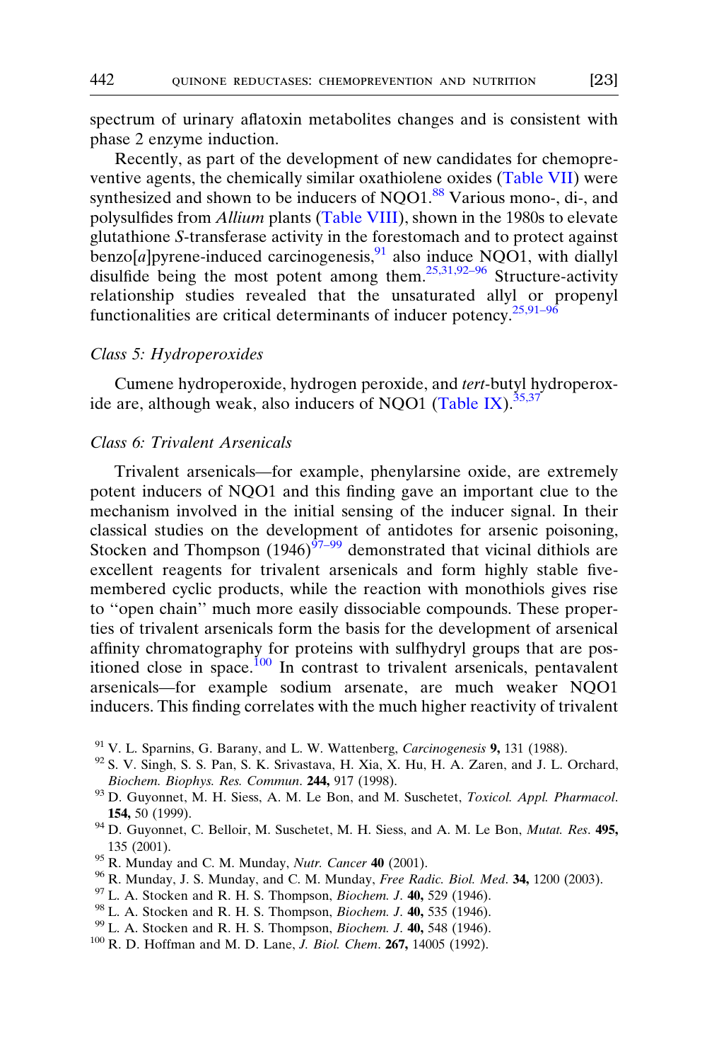spectrum of urinary aflatoxin metabolites changes and is consistent with phase 2 enzyme induction.

Recently, as part of the development of new candidates for chemopreventive agents, the chemically similar oxathiolene oxides (Table VII) were synthesized and shown to be inducers of NQO1.[88] Various mono-, di-, and polysulfides from *Allium* plants (Table VIII), shown in the 1980s to elevate glutathione *S*-transferase activity in the forestomach and to protect against benzo[*a*]pyrene-induced carcinogenesis,[91] also induce NQO1, with diallyl disulfide being the most potent among them.[25,31,92–96] Structure-activity relationship studies revealed that the unsaturated allyl or propenyl functionalities are critical determinants of inducer potency.[25,91–96]

### *Class 5: Hydroperoxides*

Cumene hydroperoxide, hydrogen peroxide, and *tert*-butyl hydroperoxide are, although weak, also inducers of NQO1 (Table IX).[35,37]

### *Class 6: Trivalent Arsenicals*

Trivalent arsenicals—for example, phenylarsine oxide, are extremely potent inducers of NQO1 and this finding gave an important clue to the mechanism involved in the initial sensing of the inducer signal. In their classical studies on the development of antidotes for arsenic poisoning, Stocken and Thompson (1946)[97–99] demonstrated that vicinal dithiols are excellent reagents for trivalent arsenicals and form highly stable five-membered cyclic products, while the reaction with monothiols gives rise to ''open chain'' much more easily dissociable compounds. These properties of trivalent arsenicals form the basis for the development of arsenical affinity chromatography for proteins with sulfhydryl groups that are positioned close in space.[100] In contrast to trivalent arsenicals, pentavalent arsenicals—for example sodium arsenate, are much weaker NQO1 inducers. This finding correlates with the much higher reactivity of trivalent

---

[91] V. L. Sparnins, G. Barany, and L. W. Wattenberg, *Carcinogenesis* **9,** 131 (1988).

[92] S. V. Singh, S. S. Pan, S. K. Srivastava, H. Xia, X. Hu, H. A. Zaren, and J. L. Orchard, *Biochem. Biophys. Res. Commun*. **244,** 917 (1998).

[93] D. Guyonnet, M. H. Siess, A. M. Le Bon, and M. Suschetet, *Toxicol. Appl. Pharmacol.* **154,** 50 (1999).

[94] D. Guyonnet, C. Belloir, M. Suschetet, M. H. Siess, and A. M. Le Bon, *Mutat. Res*. **495,** 135 (2001).

[95] R. Munday and C. M. Munday, *Nutr. Cancer* **40** (2001).

[96] R. Munday, J. S. Munday, and C. M. Munday, *Free Radic. Biol. Med*. **34,** 1200 (2003).

[97] L. A. Stocken and R. H. S. Thompson, *Biochem. J*. **40,** 529 (1946).

[98] L. A. Stocken and R. H. S. Thompson, *Biochem. J*. **40,** 535 (1946).

[99] L. A. Stocken and R. H. S. Thompson, *Biochem. J*. **40,** 548 (1946).

[100] R. D. Hoffman and M. D. Lane, *J. Biol. Chem*. **267,** 14005 (1992).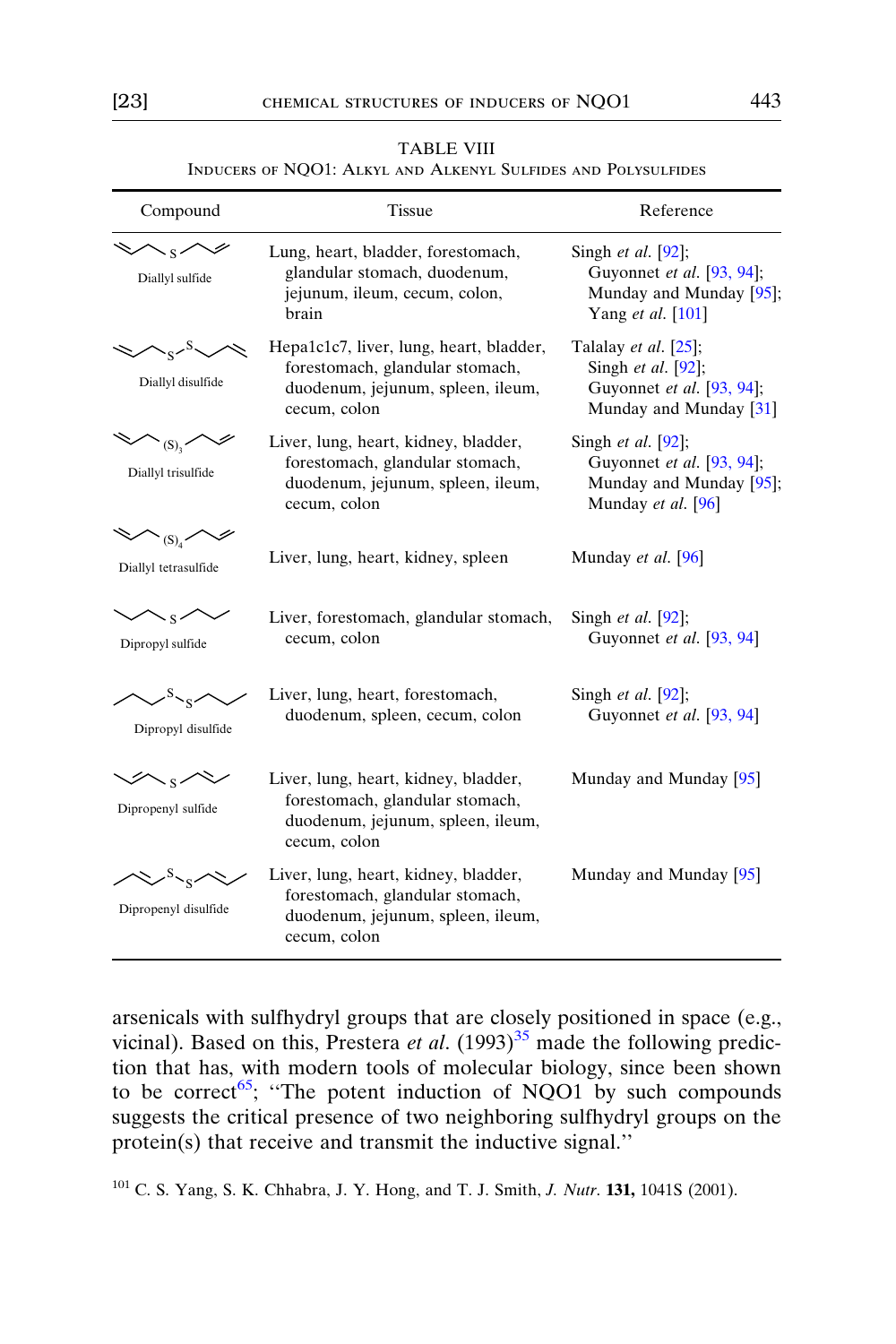TABLE VIII
INDUCERS OF NQO1: ALKYL AND ALKENYL SULFIDES AND POLYSULFIDES

| Compound | Tissue | Reference |
|---|---|---|
| Diallyl sulfide | Lung, heart, bladder, forestomach, glandular stomach, duodenum, jejunum, ileum, cecum, colon, brain | Singh *et al.* [92]; Guyonnet *et al.* [93, 94]; Munday and Munday [95]; Yang *et al.* [101] |
| Diallyl disulfide | Hepa1c1c7, liver, lung, heart, bladder, forestomach, glandular stomach, duodenum, jejunum, spleen, ileum, cecum, colon | Talalay *et al.* [25]; Singh *et al.* [92]; Guyonnet *et al.* [93, 94]; Munday and Munday [31] |
| Diallyl trisulfide | Liver, lung, heart, kidney, bladder, forestomach, glandular stomach, duodenum, jejunum, spleen, ileum, cecum, colon | Singh *et al.* [92]; Guyonnet *et al.* [93, 94]; Munday and Munday [95]; Munday *et al.* [96] |
| Diallyl tetrasulfide | Liver, lung, heart, kidney, spleen | Munday *et al.* [96] |
| Dipropyl sulfide | Liver, forestomach, glandular stomach, cecum, colon | Singh *et al.* [92]; Guyonnet *et al.* [93, 94] |
| Dipropyl disulfide | Liver, lung, heart, forestomach, duodenum, spleen, cecum, colon | Singh *et al.* [92]; Guyonnet *et al.* [93, 94] |
| Dipropenyl sulfide | Liver, lung, heart, kidney, bladder, forestomach, glandular stomach, duodenum, jejunum, spleen, ileum, cecum, colon | Munday and Munday [95] |
| Dipropenyl disulfide | Liver, lung, heart, kidney, bladder, forestomach, glandular stomach, duodenum, jejunum, spleen, ileum, cecum, colon | Munday and Munday [95] |

arsenicals with sulfhydryl groups that are closely positioned in space (e.g., vicinal). Based on this, Prestera *et al.* (1993)[35] made the following prediction that has, with modern tools of molecular biology, since been shown to be correct[65]; "The potent induction of NQO1 by such compounds suggests the critical presence of two neighboring sulfhydryl groups on the protein(s) that receive and transmit the inductive signal."

[101] C. S. Yang, S. K. Chhabra, J. Y. Hong, and T. J. Smith, *J. Nutr.* **131,** 1041S (2001).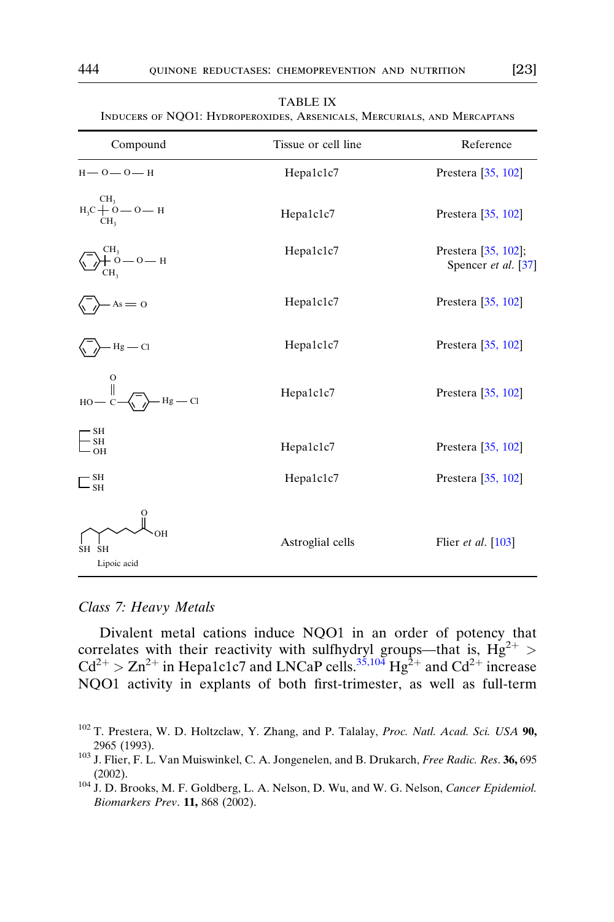TABLE IX

INDUCERS OF NQO1: HYDROPEROXIDES, ARSENICALS, MERCURIALS, AND MERCAPTANS

| Compound | Tissue or cell line | Reference |
|---|---|---|
| H—O—O—H | Hepa1c1c7 | Prestera [35, 102] |
| $(CH_3)_3C$—O—O—H | Hepa1c1c7 | Prestera [35, 102] |
| $C_6H_5C(CH_3)_2$—O—O—H | Hepa1c1c7 | Prestera [35, 102]; Spencer *et al.* [37] |
| $C_6H_5$—As=O | Hepa1c1c7 | Prestera [35, 102] |
| $C_6H_5$—Hg—Cl | Hepa1c1c7 | Prestera [35, 102] |
| HO—C(=O)—$C_6H_4$—Hg—Cl | Hepa1c1c7 | Prestera [35, 102] |
| $HSCH_2CH(SH)CH_2OH$ | Hepa1c1c7 | Prestera [35, 102] |
| $HSCH_2CH_2SH$ | Hepa1c1c7 | Prestera [35, 102] |
| Lipoic acid (reduced; SH, SH) | Astroglial cells | Flier *et al.* [103] |

*Class 7: Heavy Metals*

Divalent metal cations induce NQO1 in an order of potency that correlates with their reactivity with sulfhydryl groups—that is, $Hg^{2+} > Cd^{2+} > Zn^{2+}$ in Hepa1c1c7 and LNCaP cells.[35,104] $Hg^{2+}$ and $Cd^{2+}$ increase NQO1 activity in explants of both first-trimester, as well as full-term

[102] T. Prestera, W. D. Holtzclaw, Y. Zhang, and P. Talalay, *Proc. Natl. Acad. Sci. USA* **90,** 2965 (1993).

[103] J. Flier, F. L. Van Muiswinkel, C. A. Jongenelen, and B. Drukarch, *Free Radic. Res*. **36,** 695 (2002).

[104] J. D. Brooks, M. F. Goldberg, L. A. Nelson, D. Wu, and W. G. Nelson, *Cancer Epidemiol. Biomarkers Prev*. **11,** 868 (2002).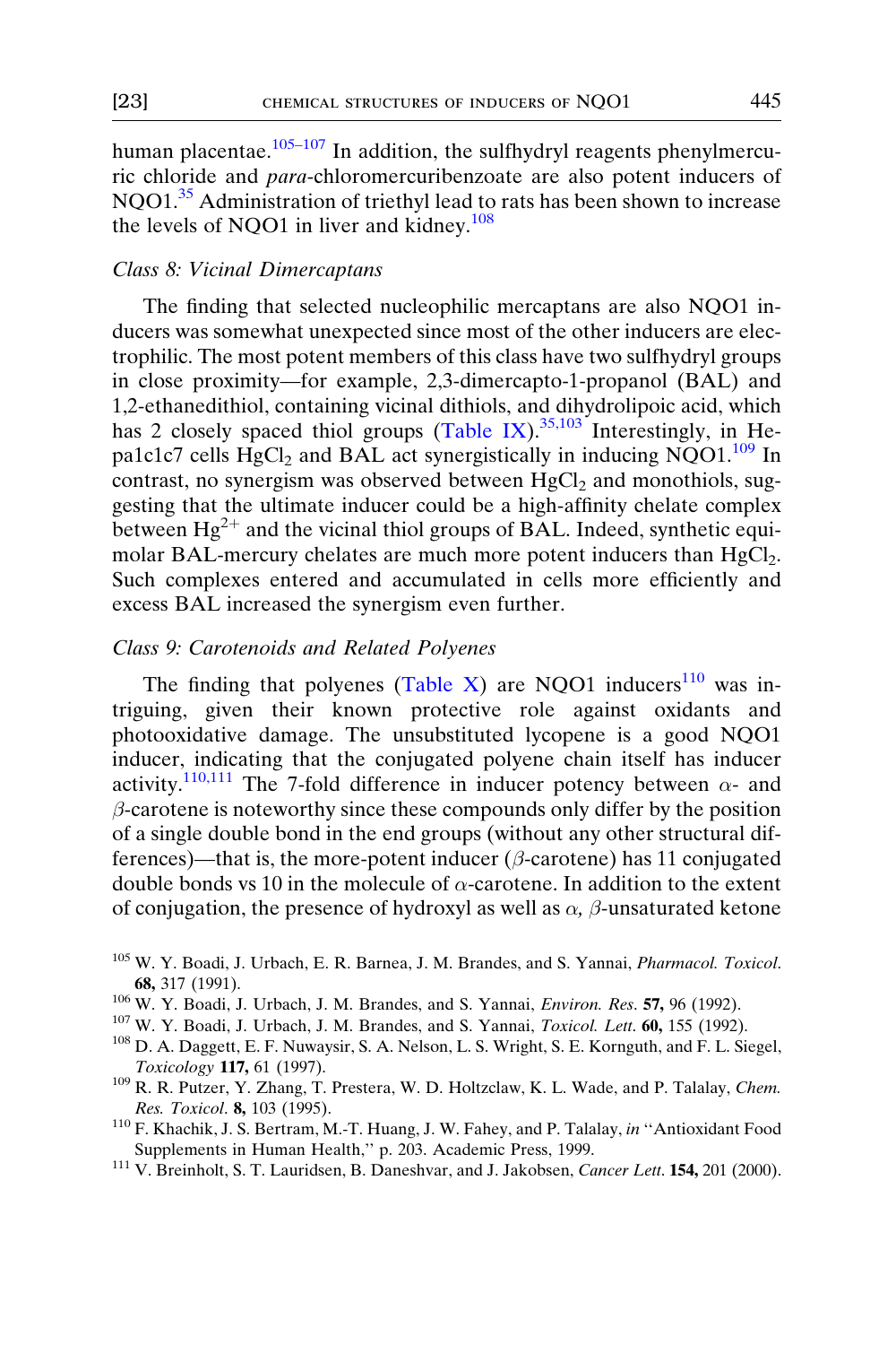human placentae.[105–107] In addition, the sulfhydryl reagents phenylmercuric chloride and *para*-chloromercuribenzoate are also potent inducers of NQO1.[35] Administration of triethyl lead to rats has been shown to increase the levels of NQO1 in liver and kidney.[108]

### *Class 8: Vicinal Dimercaptans*

The finding that selected nucleophilic mercaptans are also NQO1 inducers was somewhat unexpected since most of the other inducers are electrophilic. The most potent members of this class have two sulfhydryl groups in close proximity—for example, 2,3-dimercapto-1-propanol (BAL) and 1,2-ethanedithiol, containing vicinal dithiols, and dihydrolipoic acid, which has 2 closely spaced thiol groups (Table IX).[35,103] Interestingly, in Hepa1c1c7 cells $HgCl_2$ and BAL act synergistically in inducing NQO1.[109] In contrast, no synergism was observed between $HgCl_2$ and monothiols, suggesting that the ultimate inducer could be a high-affinity chelate complex between $Hg^{2+}$ and the vicinal thiol groups of BAL. Indeed, synthetic equimolar BAL-mercury chelates are much more potent inducers than $HgCl_2$. Such complexes entered and accumulated in cells more efficiently and excess BAL increased the synergism even further.

### *Class 9: Carotenoids and Related Polyenes*

The finding that polyenes (Table X) are NQO1 inducers[110] was intriguing, given their known protective role against oxidants and photooxidative damage. The unsubstituted lycopene is a good NQO1 inducer, indicating that the conjugated polyene chain itself has inducer activity.[110,111] The 7-fold difference in inducer potency between $\alpha$- and $\beta$-carotene is noteworthy since these compounds only differ by the position of a single double bond in the end groups (without any other structural differences)—that is, the more-potent inducer ($\beta$-carotene) has 11 conjugated double bonds vs 10 in the molecule of $\alpha$-carotene. In addition to the extent of conjugation, the presence of hydroxyl as well as $\alpha, \beta$-unsaturated ketone

[105] W. Y. Boadi, J. Urbach, E. R. Barnea, J. M. Brandes, and S. Yannai, *Pharmacol. Toxicol.* **68,** 317 (1991).

[106] W. Y. Boadi, J. Urbach, J. M. Brandes, and S. Yannai, *Environ. Res.* **57,** 96 (1992).

[107] W. Y. Boadi, J. Urbach, J. M. Brandes, and S. Yannai, *Toxicol. Lett.* **60,** 155 (1992).

[108] D. A. Daggett, E. F. Nuwaysir, S. A. Nelson, L. S. Wright, S. E. Kornguth, and F. L. Siegel, *Toxicology* **117,** 61 (1997).

[109] R. R. Putzer, Y. Zhang, T. Prestera, W. D. Holtzclaw, K. L. Wade, and P. Talalay, *Chem. Res. Toxicol.* **8,** 103 (1995).

[110] F. Khachik, J. S. Bertram, M.-T. Huang, J. W. Fahey, and P. Talalay, *in* "Antioxidant Food Supplements in Human Health," p. 203. Academic Press, 1999.

[111] V. Breinholt, S. T. Lauridsen, B. Daneshvar, and J. Jakobsen, *Cancer Lett.* **154,** 201 (2000).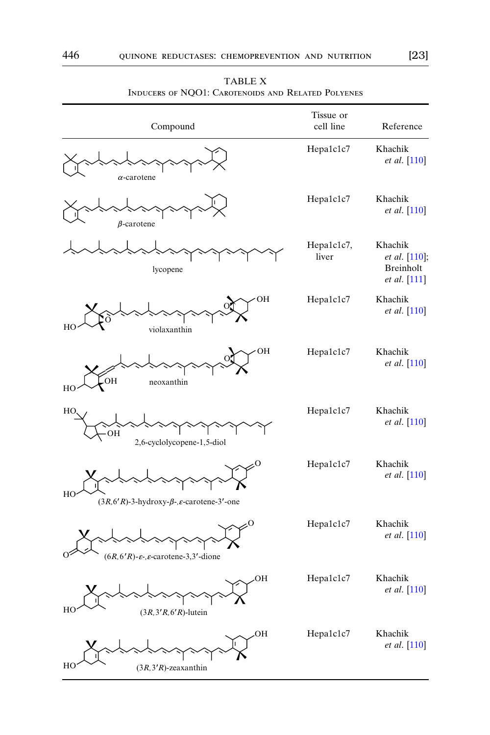TABLE X
Inducers of NQO1: Carotenoids and Related Polyenes

| Compound | Tissue or cell line | Reference |
|---|---|---|
| α-carotene | Hepa1c1c7 | Khachik *et al.* [110] |
| β-carotene | Hepa1c1c7 | Khachik *et al.* [110] |
| lycopene | Hepa1c1c7, liver | Khachik *et al.* [110]; Breinholt *et al.* [111] |
| violaxanthin | Hepa1c1c7 | Khachik *et al.* [110] |
| neoxanthin | Hepa1c1c7 | Khachik *et al.* [110] |
| 2,6-cyclolycopene-1,5-diol | Hepa1c1c7 | Khachik *et al.* [110] |
| (3*R*,6′*R*)-3-hydroxy-β-,ε-carotene-3′-one | Hepa1c1c7 | Khachik *et al.* [110] |
| (6*R*,6′*R*)-ε-,ε-carotene-3,3′-dione | Hepa1c1c7 | Khachik *et al.* [110] |
| (3*R*,3′*R*,6′*R*)-lutein | Hepa1c1c7 | Khachik *et al.* [110] |
| (3*R*,3′*R*)-zeaxanthin | Hepa1c1c7 | Khachik *et al.* [110] |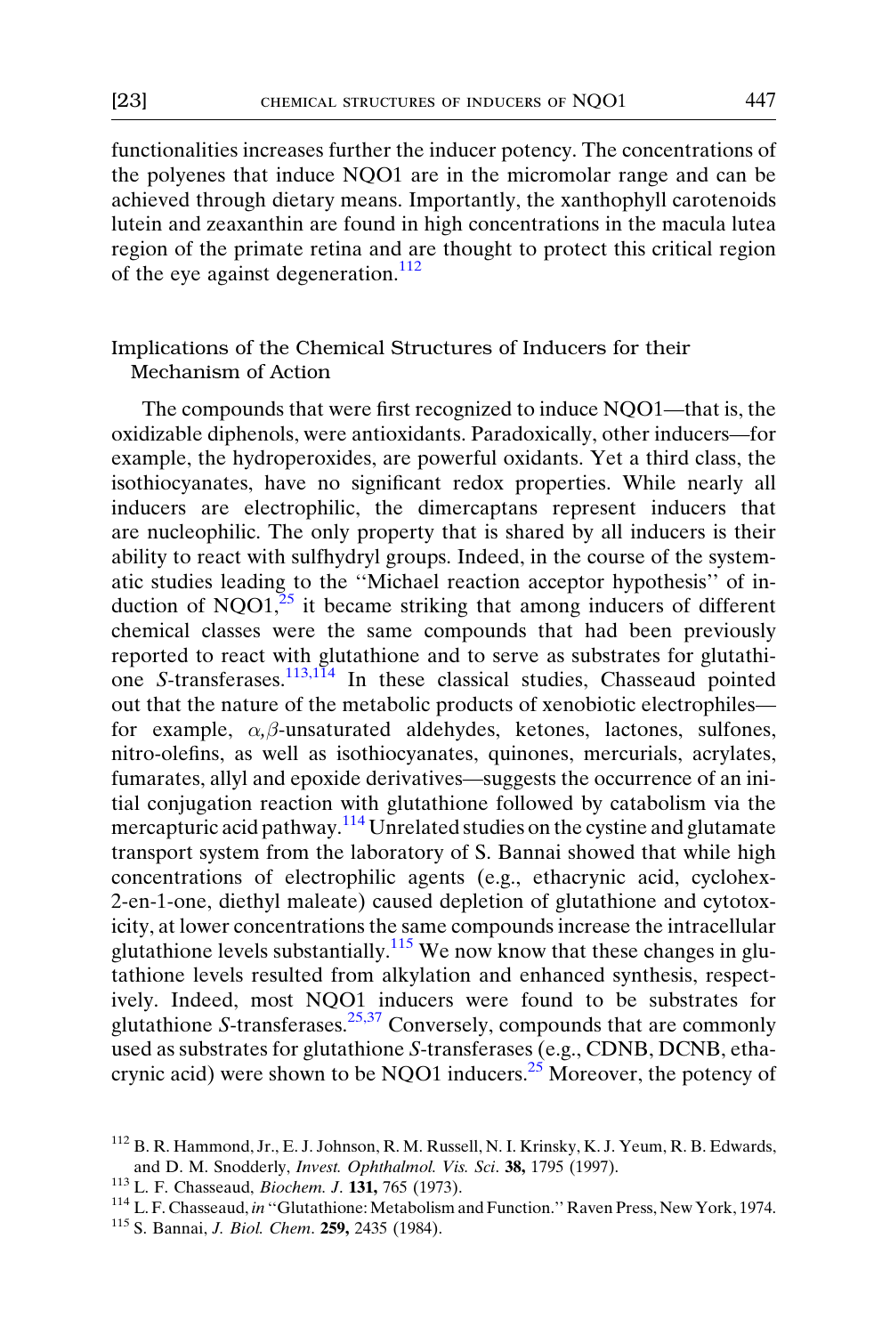functionalities increases further the inducer potency. The concentrations of the polyenes that induce NQO1 are in the micromolar range and can be achieved through dietary means. Importantly, the xanthophyll carotenoids lutein and zeaxanthin are found in high concentrations in the macula lutea region of the primate retina and are thought to protect this critical region of the eye against degeneration.[112]

## Implications of the Chemical Structures of Inducers for their Mechanism of Action

The compounds that were first recognized to induce NQO1—that is, the oxidizable diphenols, were antioxidants. Paradoxically, other inducers—for example, the hydroperoxides, are powerful oxidants. Yet a third class, the isothiocyanates, have no significant redox properties. While nearly all inducers are electrophilic, the dimercaptans represent inducers that are nucleophilic. The only property that is shared by all inducers is their ability to react with sulfhydryl groups. Indeed, in the course of the systematic studies leading to the ''Michael reaction acceptor hypothesis'' of induction of NQO1,[25] it became striking that among inducers of different chemical classes were the same compounds that had been previously reported to react with glutathione and to serve as substrates for glutathione *S*-transferases.[113,114] In these classical studies, Chasseaud pointed out that the nature of the metabolic products of xenobiotic electrophiles—for example, $\alpha,\beta$-unsaturated aldehydes, ketones, lactones, sulfones, nitro-olefins, as well as isothiocyanates, quinones, mercurials, acrylates, fumarates, allyl and epoxide derivatives—suggests the occurrence of an initial conjugation reaction with glutathione followed by catabolism via the mercapturic acid pathway.[114] Unrelated studies on the cystine and glutamate transport system from the laboratory of S. Bannai showed that while high concentrations of electrophilic agents (e.g., ethacrynic acid, cyclohex-2-en-1-one, diethyl maleate) caused depletion of glutathione and cytotoxicity, at lower concentrations the same compounds increase the intracellular glutathione levels substantially.[115] We now know that these changes in glutathione levels resulted from alkylation and enhanced synthesis, respectively. Indeed, most NQO1 inducers were found to be substrates for glutathione *S*-transferases.[25,37] Conversely, compounds that are commonly used as substrates for glutathione *S*-transferases (e.g., CDNB, DCNB, ethacrynic acid) were shown to be NQO1 inducers.[25] Moreover, the potency of

---

[112] B. R. Hammond, Jr., E. J. Johnson, R. M. Russell, N. I. Krinsky, K. J. Yeum, R. B. Edwards, and D. M. Snodderly, *Invest. Ophthalmol. Vis. Sci*. **38,** 1795 (1997).

[113] L. F. Chasseaud, *Biochem. J*. **131,** 765 (1973).

[114] L. F. Chasseaud, *in* ''Glutathione: Metabolism and Function.'' Raven Press, New York, 1974.

[115] S. Bannai, *J. Biol. Chem*. **259,** 2435 (1984).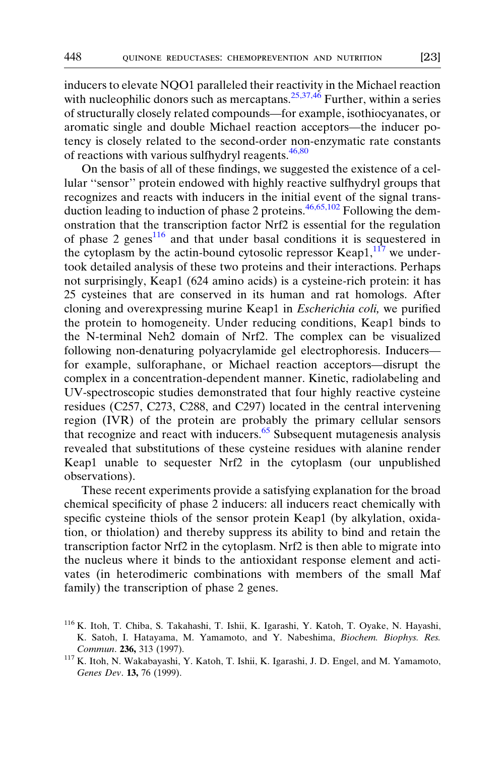inducers to elevate NQO1 paralleled their reactivity in the Michael reaction with nucleophilic donors such as mercaptans.[25,37,46] Further, within a series of structurally closely related compounds—for example, isothiocyanates, or aromatic single and double Michael reaction acceptors—the inducer potency is closely related to the second-order non-enzymatic rate constants of reactions with various sulfhydryl reagents.[46,80]

On the basis of all of these findings, we suggested the existence of a cellular ''sensor'' protein endowed with highly reactive sulfhydryl groups that recognizes and reacts with inducers in the initial event of the signal transduction leading to induction of phase 2 proteins.[46,65,102] Following the demonstration that the transcription factor Nrf2 is essential for the regulation of phase 2 genes[116] and that under basal conditions it is sequestered in the cytoplasm by the actin-bound cytosolic repressor Keap1,[117] we undertook detailed analysis of these two proteins and their interactions. Perhaps not surprisingly, Keap1 (624 amino acids) is a cysteine-rich protein: it has 25 cysteines that are conserved in its human and rat homologs. After cloning and overexpressing murine Keap1 in *Escherichia coli,* we purified the protein to homogeneity. Under reducing conditions, Keap1 binds to the N-terminal Neh2 domain of Nrf2. The complex can be visualized following non-denaturing polyacrylamide gel electrophoresis. Inducers—for example, sulforaphane, or Michael reaction acceptors—disrupt the complex in a concentration-dependent manner. Kinetic, radiolabeling and UV-spectroscopic studies demonstrated that four highly reactive cysteine residues (C257, C273, C288, and C297) located in the central intervening region (IVR) of the protein are probably the primary cellular sensors that recognize and react with inducers.[65] Subsequent mutagenesis analysis revealed that substitutions of these cysteine residues with alanine render Keap1 unable to sequester Nrf2 in the cytoplasm (our unpublished observations).

These recent experiments provide a satisfying explanation for the broad chemical specificity of phase 2 inducers: all inducers react chemically with specific cysteine thiols of the sensor protein Keap1 (by alkylation, oxidation, or thiolation) and thereby suppress its ability to bind and retain the transcription factor Nrf2 in the cytoplasm. Nrf2 is then able to migrate into the nucleus where it binds to the antioxidant response element and activates (in heterodimeric combinations with members of the small Maf family) the transcription of phase 2 genes.

---

[116] K. Itoh, T. Chiba, S. Takahashi, T. Ishii, K. Igarashi, Y. Katoh, T. Oyake, N. Hayashi, K. Satoh, I. Hatayama, M. Yamamoto, and Y. Nabeshima, *Biochem. Biophys. Res. Commun*. **236,** 313 (1997).

[117] K. Itoh, N. Wakabayashi, Y. Katoh, T. Ishii, K. Igarashi, J. D. Engel, and M. Yamamoto, *Genes Dev*. **13,** 76 (1999).